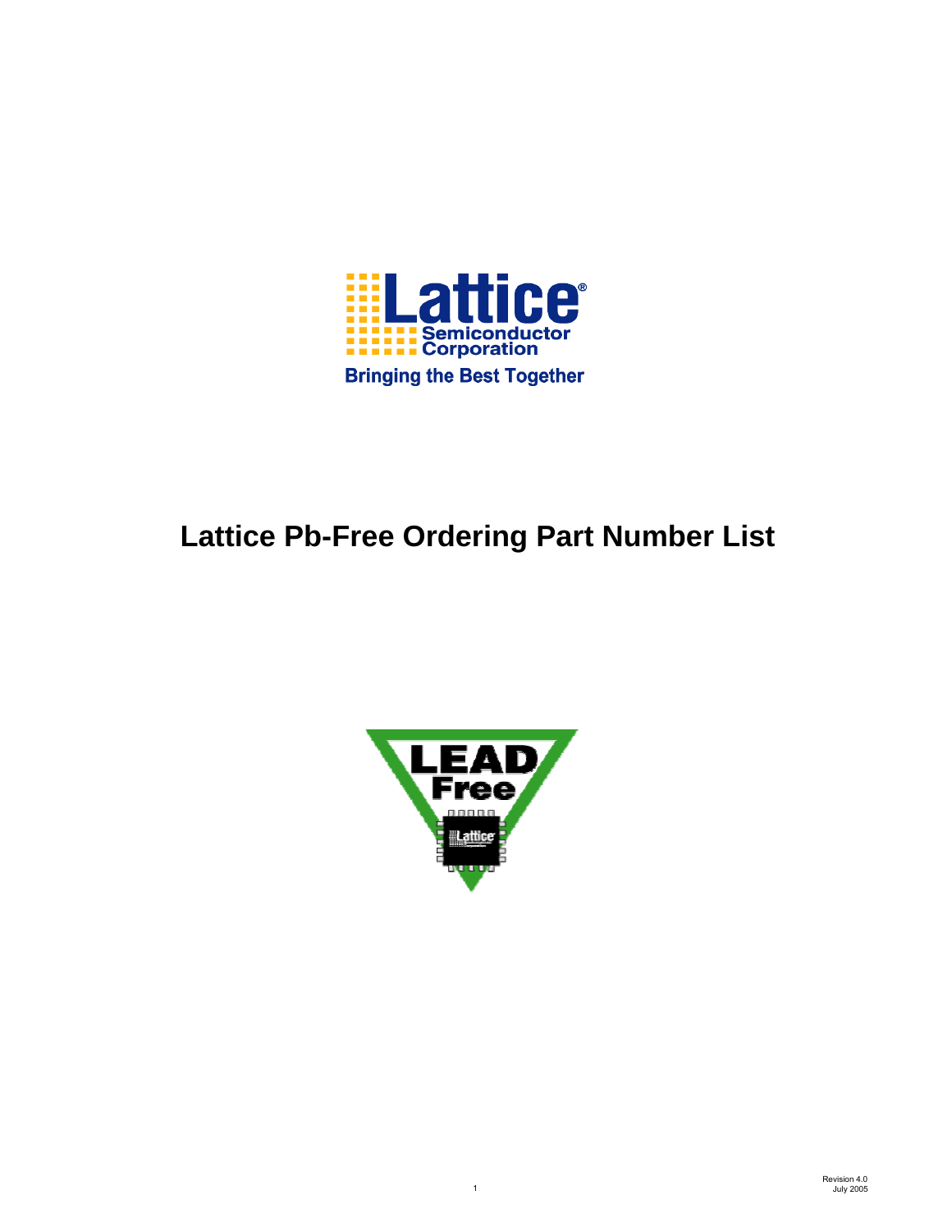# Lattice Pb-Free Ordering Part Number List

Revision 4.0
July 2005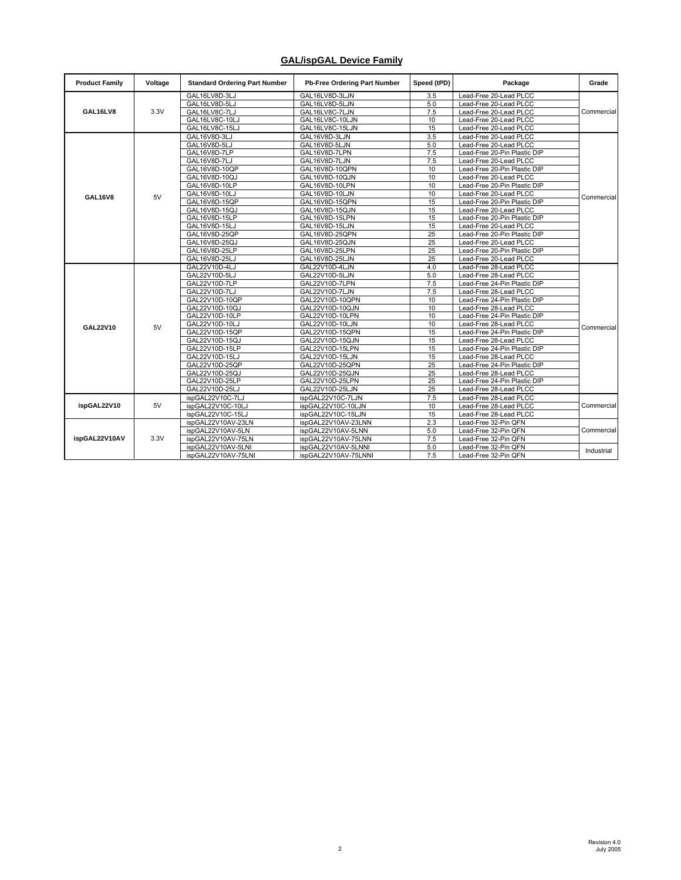## GAL/ispGAL Device Family

| Product Family | Voltage | Standard Ordering Part Number | Pb-Free Ordering Part Number | Speed (tPD) | Package | Grade |
|---|---|---|---|---|---|---|
| GAL16LV8 | 3.3V | GAL16LV8D-3LJ | GAL16LV8D-3LJN | 3.5 | Lead-Free 20-Lead PLCC | Commercial |
| | | GAL16LV8D-5LJ | GAL16LV8D-5LJN | 5.0 | Lead-Free 20-Lead PLCC | |
| | | GAL16LV8C-7LJ | GAL16LV8C-7LJN | 7.5 | Lead-Free 20-Lead PLCC | |
| | | GAL16LV8C-10LJ | GAL16LV8C-10LJN | 10 | Lead-Free 20-Lead PLCC | |
| | | GAL16LV8C-15LJ | GAL16LV8C-15LJN | 15 | Lead-Free 20-Lead PLCC | |
| GAL16V8 | 5V | GAL16V8D-3LJ | GAL16V8D-3LJN | 3.5 | Lead-Free 20-Lead PLCC | Commercial |
| | | GAL16V8D-5LJ | GAL16V8D-5LJN | 5.0 | Lead-Free 20-Lead PLCC | |
| | | GAL16V8D-7LP | GAL16V8D-7LPN | 7.5 | Lead-Free 20-Pin Plastic DIP | |
| | | GAL16V8D-7LJ | GAL16V8D-7LJN | 7.5 | Lead-Free 20-Lead PLCC | |
| | | GAL16V8D-10QP | GAL16V8D-10QPN | 10 | Lead-Free 20-Pin Plastic DIP | |
| | | GAL16V8D-10QJ | GAL16V8D-10QJN | 10 | Lead-Free 20-Lead PLCC | |
| | | GAL16V8D-10LP | GAL16V8D-10LPN | 10 | Lead-Free 20-Pin Plastic DIP | |
| | | GAL16V8D-10LJ | GAL16V8D-10LJN | 10 | Lead-Free 20-Lead PLCC | |
| | | GAL16V8D-15QP | GAL16V8D-15QPN | 15 | Lead-Free 20-Pin Plastic DIP | |
| | | GAL16V8D-15QJ | GAL16V8D-15QJN | 15 | Lead-Free 20-Lead PLCC | |
| | | GAL16V8D-15LP | GAL16V8D-15LPN | 15 | Lead-Free 20-Pin Plastic DIP | |
| | | GAL16V8D-15LJ | GAL16V8D-15LJN | 15 | Lead-Free 20-Lead PLCC | |
| | | GAL16V8D-25QP | GAL16V8D-25QPN | 25 | Lead-Free 20-Pin Plastic DIP | |
| | | GAL16V8D-25QJ | GAL16V8D-25QJN | 25 | Lead-Free 20-Lead PLCC | |
| | | GAL16V8D-25LP | GAL16V8D-25LPN | 25 | Lead-Free 20-Pin Plastic DIP | |
| | | GAL16V8D-25LJ | GAL16V8D-25LJN | 25 | Lead-Free 20-Lead PLCC | |
| GAL22V10 | 5V | GAL22V10D-4LJ | GAL22V10D-4LJN | 4.0 | Lead-Free 28-Lead PLCC | Commercial |
| | | GAL22V10D-5LJ | GAL22V10D-5LJN | 5.0 | Lead-Free 28-Lead PLCC | |
| | | GAL22V10D-7LP | GAL22V10D-7LPN | 7.5 | Lead-Free 24-Pin Plastic DIP | |
| | | GAL22V10D-7LJ | GAL22V10D-7LJN | 7.5 | Lead-Free 28-Lead PLCC | |
| | | GAL22V10D-10QP | GAL22V10D-10QPN | 10 | Lead-Free 24-Pin Plastic DIP | |
| | | GAL22V10D-10QJ | GAL22V10D-10QJN | 10 | Lead-Free 28-Lead PLCC | |
| | | GAL22V10D-10LP | GAL22V10D-10LPN | 10 | Lead-Free 24-Pin Plastic DIP | |
| | | GAL22V10D-10LJ | GAL22V10D-10LJN | 10 | Lead-Free 28-Lead PLCC | |
| | | GAL22V10D-15QP | GAL22V10D-15QPN | 15 | Lead-Free 24-Pin Plastic DIP | |
| | | GAL22V10D-15QJ | GAL22V10D-15QJN | 15 | Lead-Free 28-Lead PLCC | |
| | | GAL22V10D-15LP | GAL22V10D-15LPN | 15 | Lead-Free 24-Pin Plastic DIP | |
| | | GAL22V10D-15LJ | GAL22V10D-15LJN | 15 | Lead-Free 28-Lead PLCC | |
| | | GAL22V10D-25QP | GAL22V10D-25QPN | 25 | Lead-Free 24-Pin Plastic DIP | |
| | | GAL22V10D-25QJ | GAL22V10D-25QJN | 25 | Lead-Free 28-Lead PLCC | |
| | | GAL22V10D-25LP | GAL22V10D-25LPN | 25 | Lead-Free 24-Pin Plastic DIP | |
| | | GAL22V10D-25LJ | GAL22V10D-25LJN | 25 | Lead-Free 28-Lead PLCC | |
| ispGAL22V10 | 5V | ispGAL22V10C-7LJ | ispGAL22V10C-7LJN | 7.5 | Lead-Free 28-Lead PLCC | Commercial |
| | | ispGAL22V10C-10LJ | ispGAL22V10C-10LJN | 10 | Lead-Free 28-Lead PLCC | |
| | | ispGAL22V10C-15LJ | ispGAL22V10C-15LJN | 15 | Lead-Free 28-Lead PLCC | |
| ispGAL22V10AV | 3.3V | ispGAL22V10AV-23LN | ispGAL22V10AV-23LNN | 2.3 | Lead-Free 32-Pin QFN | Commercial |
| | | ispGAL22V10AV-5LN | ispGAL22V10AV-5LNN | 5.0 | Lead-Free 32-Pin QFN | |
| | | ispGAL22V10AV-75LN | ispGAL22V10AV-75LNN | 7.5 | Lead-Free 32-Pin QFN | |
| | | ispGAL22V10AV-5LNI | ispGAL22V10AV-5LNNI | 5.0 | Lead-Free 32-Pin QFN | Industrial |
| | | ispGAL22V10AV-75LNI | ispGAL22V10AV-75LNNI | 7.5 | Lead-Free 32-Pin QFN | |

Revision 4.0
July 2005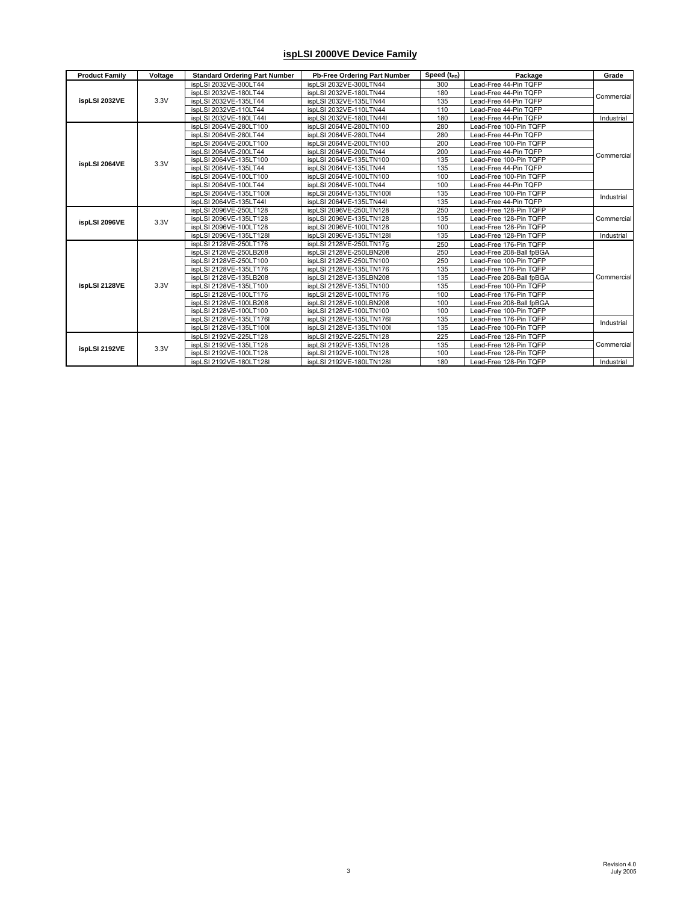## ispLSI 2000VE Device Family

| Product Family | Voltage | Standard Ordering Part Number | Pb-Free Ordering Part Number | Speed ($t_{PD}$) | Package | Grade |
|---|---|---|---|---|---|---|
| ispLSI 2032VE | 3.3V | ispLSI 2032VE-300LT44 | ispLSI 2032VE-300LTN44 | 300 | Lead-Free 44-Pin TQFP | Commercial |
| | | ispLSI 2032VE-180LT44 | ispLSI 2032VE-180LTN44 | 180 | Lead-Free 44-Pin TQFP | |
| | | ispLSI 2032VE-135LT44 | ispLSI 2032VE-135LTN44 | 135 | Lead-Free 44-Pin TQFP | |
| | | ispLSI 2032VE-110LT44 | ispLSI 2032VE-110LTN44 | 110 | Lead-Free 44-Pin TQFP | |
| | | ispLSI 2032VE-180LT44I | ispLSI 2032VE-180LTN44I | 180 | Lead-Free 44-Pin TQFP | Industrial |
| ispLSI 2064VE | 3.3V | ispLSI 2064VE-280LT100 | ispLSI 2064VE-280LTN100 | 280 | Lead-Free 100-Pin TQFP | Commercial |
| | | ispLSI 2064VE-280LT44 | ispLSI 2064VE-280LTN44 | 280 | Lead-Free 44-Pin TQFP | |
| | | ispLSI 2064VE-200LT100 | ispLSI 2064VE-200LTN100 | 200 | Lead-Free 100-Pin TQFP | |
| | | ispLSI 2064VE-200LT44 | ispLSI 2064VE-200LTN44 | 200 | Lead-Free 44-Pin TQFP | |
| | | ispLSI 2064VE-135LT100 | ispLSI 2064VE-135LTN100 | 135 | Lead-Free 100-Pin TQFP | |
| | | ispLSI 2064VE-135LT44 | ispLSI 2064VE-135LTN44 | 135 | Lead-Free 44-Pin TQFP | |
| | | ispLSI 2064VE-100LT100 | ispLSI 2064VE-100LTN100 | 100 | Lead-Free 100-Pin TQFP | |
| | | ispLSI 2064VE-100LT44 | ispLSI 2064VE-100LTN44 | 100 | Lead-Free 44-Pin TQFP | |
| | | ispLSI 2064VE-135LT100I | ispLSI 2064VE-135LTN100I | 135 | Lead-Free 100-Pin TQFP | Industrial |
| | | ispLSI 2064VE-135LT44I | ispLSI 2064VE-135LTN44I | 135 | Lead-Free 44-Pin TQFP | |
| ispLSI 2096VE | 3.3V | ispLSI 2096VE-250LT128 | ispLSI 2096VE-250LTN128 | 250 | Lead-Free 128-Pin TQFP | Commercial |
| | | ispLSI 2096VE-135LT128 | ispLSI 2096VE-135LTN128 | 135 | Lead-Free 128-Pin TQFP | |
| | | ispLSI 2096VE-100LT128 | ispLSI 2096VE-100LTN128 | 100 | Lead-Free 128-Pin TQFP | |
| | | ispLSI 2096VE-135LT128I | ispLSI 2096VE-135LTN128I | 135 | Lead-Free 128-Pin TQFP | Industrial |
| ispLSI 2128VE | 3.3V | ispLSI 2128VE-250LT176 | ispLSI 2128VE-250LTN176 | 250 | Lead-Free 176-Pin TQFP | Commercial |
| | | ispLSI 2128VE-250LB208 | ispLSI 2128VE-250LBN208 | 250 | Lead-Free 208-Ball fpBGA | |
| | | ispLSI 2128VE-250LT100 | ispLSI 2128VE-250LTN100 | 250 | Lead-Free 100-Pin TQFP | |
| | | ispLSI 2128VE-135LT176 | ispLSI 2128VE-135LTN176 | 135 | Lead-Free 176-Pin TQFP | |
| | | ispLSI 2128VE-135LB208 | ispLSI 2128VE-135LBN208 | 135 | Lead-Free 208-Ball fpBGA | |
| | | ispLSI 2128VE-135LT100 | ispLSI 2128VE-135LTN100 | 135 | Lead-Free 100-Pin TQFP | |
| | | ispLSI 2128VE-100LT176 | ispLSI 2128VE-100LTN176 | 100 | Lead-Free 176-Pin TQFP | |
| | | ispLSI 2128VE-100LB208 | ispLSI 2128VE-100LBN208 | 100 | Lead-Free 208-Ball fpBGA | |
| | | ispLSI 2128VE-100LT100 | ispLSI 2128VE-100LTN100 | 100 | Lead-Free 100-Pin TQFP | |
| | | ispLSI 2128VE-135LT176I | ispLSI 2128VE-135LTN176I | 135 | Lead-Free 176-Pin TQFP | Industrial |
| | | ispLSI 2128VE-135LT100I | ispLSI 2128VE-135LTN100I | 135 | Lead-Free 100-Pin TQFP | |
| ispLSI 2192VE | 3.3V | ispLSI 2192VE-225LT128 | ispLSI 2192VE-225LTN128 | 225 | Lead-Free 128-Pin TQFP | Commercial |
| | | ispLSI 2192VE-135LT128 | ispLSI 2192VE-135LTN128 | 135 | Lead-Free 128-Pin TQFP | |
| | | ispLSI 2192VE-100LT128 | ispLSI 2192VE-100LTN128 | 100 | Lead-Free 128-Pin TQFP | |
| | | ispLSI 2192VE-180LT128I | ispLSI 2192VE-180LTN128I | 180 | Lead-Free 128-Pin TQFP | Industrial |

Revision 4.0
July 2005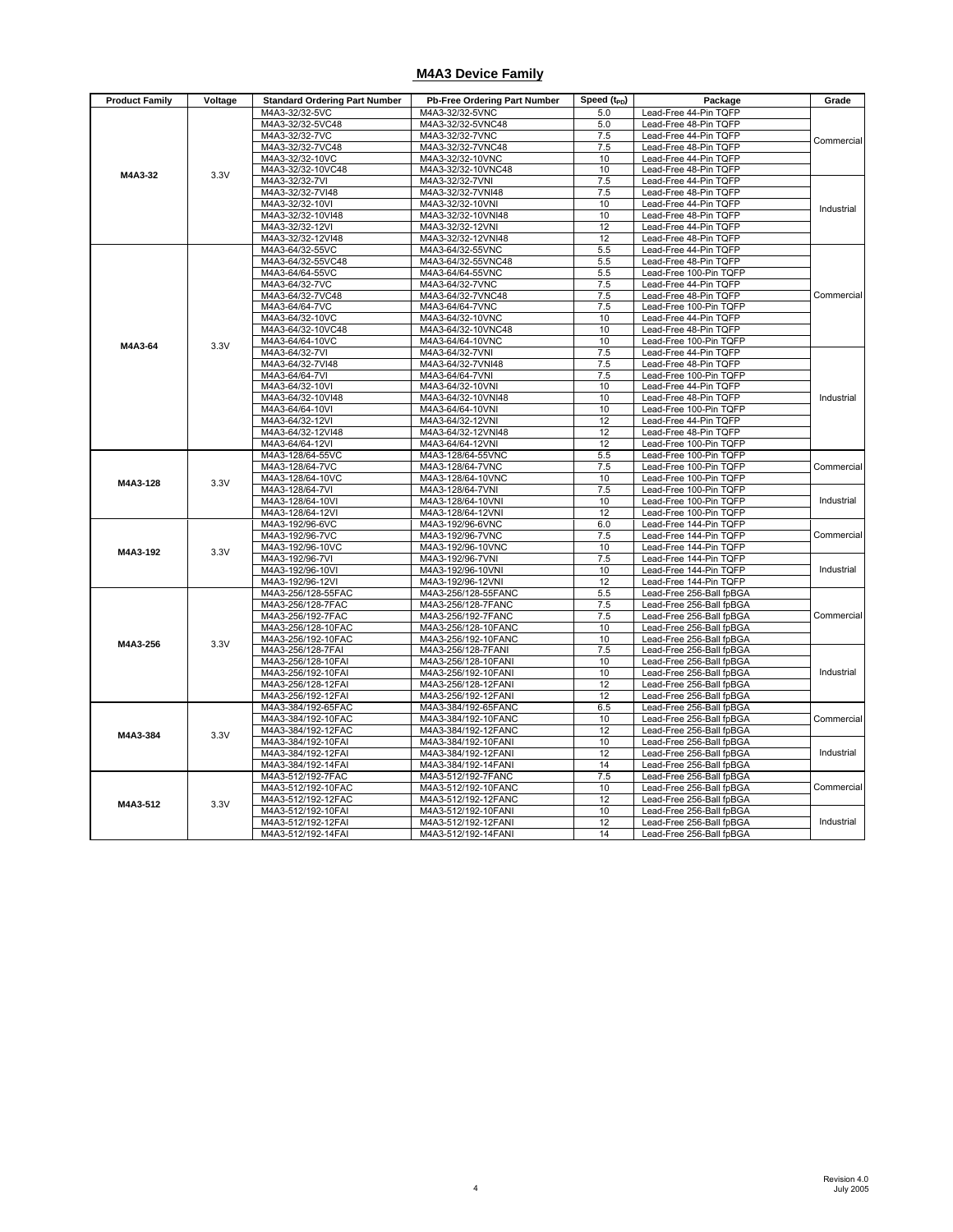## M4A3 Device Family

| Product Family | Voltage | Standard Ordering Part Number | Pb-Free Ordering Part Number | Speed ($t_{PD}$) | Package | Grade |
|---|---|---|---|---|---|---|
| M4A3-32 | 3.3V | M4A3-32/32-5VC | M4A3-32/32-5VNC | 5.0 | Lead-Free 44-Pin TQFP | Commercial |
| | | M4A3-32/32-5VC48 | M4A3-32/32-5VNC48 | 5.0 | Lead-Free 48-Pin TQFP | |
| | | M4A3-32/32-7VC | M4A3-32/32-7VNC | 7.5 | Lead-Free 44-Pin TQFP | |
| | | M4A3-32/32-7VC48 | M4A3-32/32-7VNC48 | 7.5 | Lead-Free 48-Pin TQFP | |
| | | M4A3-32/32-10VC | M4A3-32/32-10VNC | 10 | Lead-Free 44-Pin TQFP | |
| | | M4A3-32/32-10VC48 | M4A3-32/32-10VNC48 | 10 | Lead-Free 48-Pin TQFP | |
| | | M4A3-32/32-7VI | M4A3-32/32-7VNI | 7.5 | Lead-Free 44-Pin TQFP | Industrial |
| | | M4A3-32/32-7VI48 | M4A3-32/32-7VNI48 | 7.5 | Lead-Free 48-Pin TQFP | |
| | | M4A3-32/32-10VI | M4A3-32/32-10VNI | 10 | Lead-Free 44-Pin TQFP | |
| | | M4A3-32/32-10VI48 | M4A3-32/32-10VNI48 | 10 | Lead-Free 48-Pin TQFP | |
| | | M4A3-32/32-12VI | M4A3-32/32-12VNI | 12 | Lead-Free 44-Pin TQFP | |
| | | M4A3-32/32-12VI48 | M4A3-32/32-12VNI48 | 12 | Lead-Free 48-Pin TQFP | |
| M4A3-64 | 3.3V | M4A3-64/32-55VC | M4A3-64/32-55VNC | 5.5 | Lead-Free 44-Pin TQFP | Commercial |
| | | M4A3-64/32-55VC48 | M4A3-64/32-55VNC48 | 5.5 | Lead-Free 48-Pin TQFP | |
| | | M4A3-64/64-55VC | M4A3-64/64-55VNC | 5.5 | Lead-Free 100-Pin TQFP | |
| | | M4A3-64/32-7VC | M4A3-64/32-7VNC | 7.5 | Lead-Free 44-Pin TQFP | |
| | | M4A3-64/32-7VC48 | M4A3-64/32-7VNC48 | 7.5 | Lead-Free 48-Pin TQFP | |
| | | M4A3-64/64-7VC | M4A3-64/64-7VNC | 7.5 | Lead-Free 100-Pin TQFP | |
| | | M4A3-64/32-10VC | M4A3-64/32-10VNC | 10 | Lead-Free 44-Pin TQFP | |
| | | M4A3-64/32-10VC48 | M4A3-64/32-10VNC48 | 10 | Lead-Free 48-Pin TQFP | |
| | | M4A3-64/64-10VC | M4A3-64/64-10VNC | 10 | Lead-Free 100-Pin TQFP | |
| | | M4A3-64/32-7VI | M4A3-64/32-7VNI | 7.5 | Lead-Free 44-Pin TQFP | Industrial |
| | | M4A3-64/32-7VI48 | M4A3-64/32-7VNI48 | 7.5 | Lead-Free 48-Pin TQFP | |
| | | M4A3-64/64-7VI | M4A3-64/64-7VNI | 7.5 | Lead-Free 100-Pin TQFP | |
| | | M4A3-64/32-10VI | M4A3-64/32-10VNI | 10 | Lead-Free 44-Pin TQFP | |
| | | M4A3-64/32-10VI48 | M4A3-64/32-10VNI48 | 10 | Lead-Free 48-Pin TQFP | |
| | | M4A3-64/64-10VI | M4A3-64/64-10VNI | 10 | Lead-Free 100-Pin TQFP | |
| | | M4A3-64/32-12VI | M4A3-64/32-12VNI | 12 | Lead-Free 44-Pin TQFP | |
| | | M4A3-64/32-12VI48 | M4A3-64/32-12VNI48 | 12 | Lead-Free 48-Pin TQFP | |
| | | M4A3-64/64-12VI | M4A3-64/64-12VNI | 12 | Lead-Free 100-Pin TQFP | |
| M4A3-128 | 3.3V | M4A3-128/64-55VC | M4A3-128/64-55VNC | 5.5 | Lead-Free 100-Pin TQFP | Commercial |
| | | M4A3-128/64-7VC | M4A3-128/64-7VNC | 7.5 | Lead-Free 100-Pin TQFP | |
| | | M4A3-128/64-10VC | M4A3-128/64-10VNC | 10 | Lead-Free 100-Pin TQFP | |
| | | M4A3-128/64-7VI | M4A3-128/64-7VNI | 7.5 | Lead-Free 100-Pin TQFP | Industrial |
| | | M4A3-128/64-10VI | M4A3-128/64-10VNI | 10 | Lead-Free 100-Pin TQFP | |
| | | M4A3-128/64-12VI | M4A3-128/64-12VNI | 12 | Lead-Free 100-Pin TQFP | |
| M4A3-192 | 3.3V | M4A3-192/96-6VC | M4A3-192/96-6VNC | 6.0 | Lead-Free 144-Pin TQFP | Commercial |
| | | M4A3-192/96-7VC | M4A3-192/96-7VNC | 7.5 | Lead-Free 144-Pin TQFP | |
| | | M4A3-192/96-10VC | M4A3-192/96-10VNC | 10 | Lead-Free 144-Pin TQFP | |
| | | M4A3-192/96-7VI | M4A3-192/96-7VNI | 7.5 | Lead-Free 144-Pin TQFP | Industrial |
| | | M4A3-192/96-10VI | M4A3-192/96-10VNI | 10 | Lead-Free 144-Pin TQFP | |
| | | M4A3-192/96-12VI | M4A3-192/96-12VNI | 12 | Lead-Free 144-Pin TQFP | |
| M4A3-256 | 3.3V | M4A3-256/128-55FAC | M4A3-256/128-55FANC | 5.5 | Lead-Free 256-Ball fpBGA | Commercial |
| | | M4A3-256/128-7FAC | M4A3-256/128-7FANC | 7.5 | Lead-Free 256-Ball fpBGA | |
| | | M4A3-256/192-7FAC | M4A3-256/192-7FANC | 7.5 | Lead-Free 256-Ball fpBGA | |
| | | M4A3-256/128-10FAC | M4A3-256/128-10FANC | 10 | Lead-Free 256-Ball fpBGA | |
| | | M4A3-256/192-10FAC | M4A3-256/192-10FANC | 10 | Lead-Free 256-Ball fpBGA | |
| | | M4A3-256/128-7FAI | M4A3-256/128-7FANI | 7.5 | Lead-Free 256-Ball fpBGA | Industrial |
| | | M4A3-256/128-10FAI | M4A3-256/128-10FANI | 10 | Lead-Free 256-Ball fpBGA | |
| | | M4A3-256/192-10FAI | M4A3-256/192-10FANI | 10 | Lead-Free 256-Ball fpBGA | |
| | | M4A3-256/128-12FAI | M4A3-256/128-12FANI | 12 | Lead-Free 256-Ball fpBGA | |
| | | M4A3-256/192-12FAI | M4A3-256/192-12FANI | 12 | Lead-Free 256-Ball fpBGA | |
| M4A3-384 | 3.3V | M4A3-384/192-65FAC | M4A3-384/192-65FANC | 6.5 | Lead-Free 256-Ball fpBGA | Commercial |
| | | M4A3-384/192-10FAC | M4A3-384/192-10FANC | 10 | Lead-Free 256-Ball fpBGA | |
| | | M4A3-384/192-12FAC | M4A3-384/192-12FANC | 12 | Lead-Free 256-Ball fpBGA | |
| | | M4A3-384/192-10FAI | M4A3-384/192-10FANI | 10 | Lead-Free 256-Ball fpBGA | Industrial |
| | | M4A3-384/192-12FAI | M4A3-384/192-12FANI | 12 | Lead-Free 256-Ball fpBGA | |
| | | M4A3-384/192-14FAI | M4A3-384/192-14FANI | 14 | Lead-Free 256-Ball fpBGA | |
| M4A3-512 | 3.3V | M4A3-512/192-7FAC | M4A3-512/192-7FANC | 7.5 | Lead-Free 256-Ball fpBGA | Commercial |
| | | M4A3-512/192-10FAC | M4A3-512/192-10FANC | 10 | Lead-Free 256-Ball fpBGA | |
| | | M4A3-512/192-12FAC | M4A3-512/192-12FANC | 12 | Lead-Free 256-Ball fpBGA | |
| | | M4A3-512/192-10FAI | M4A3-512/192-10FANI | 10 | Lead-Free 256-Ball fpBGA | Industrial |
| | | M4A3-512/192-12FAI | M4A3-512/192-12FANI | 12 | Lead-Free 256-Ball fpBGA | |
| | | M4A3-512/192-14FAI | M4A3-512/192-14FANI | 14 | Lead-Free 256-Ball fpBGA | |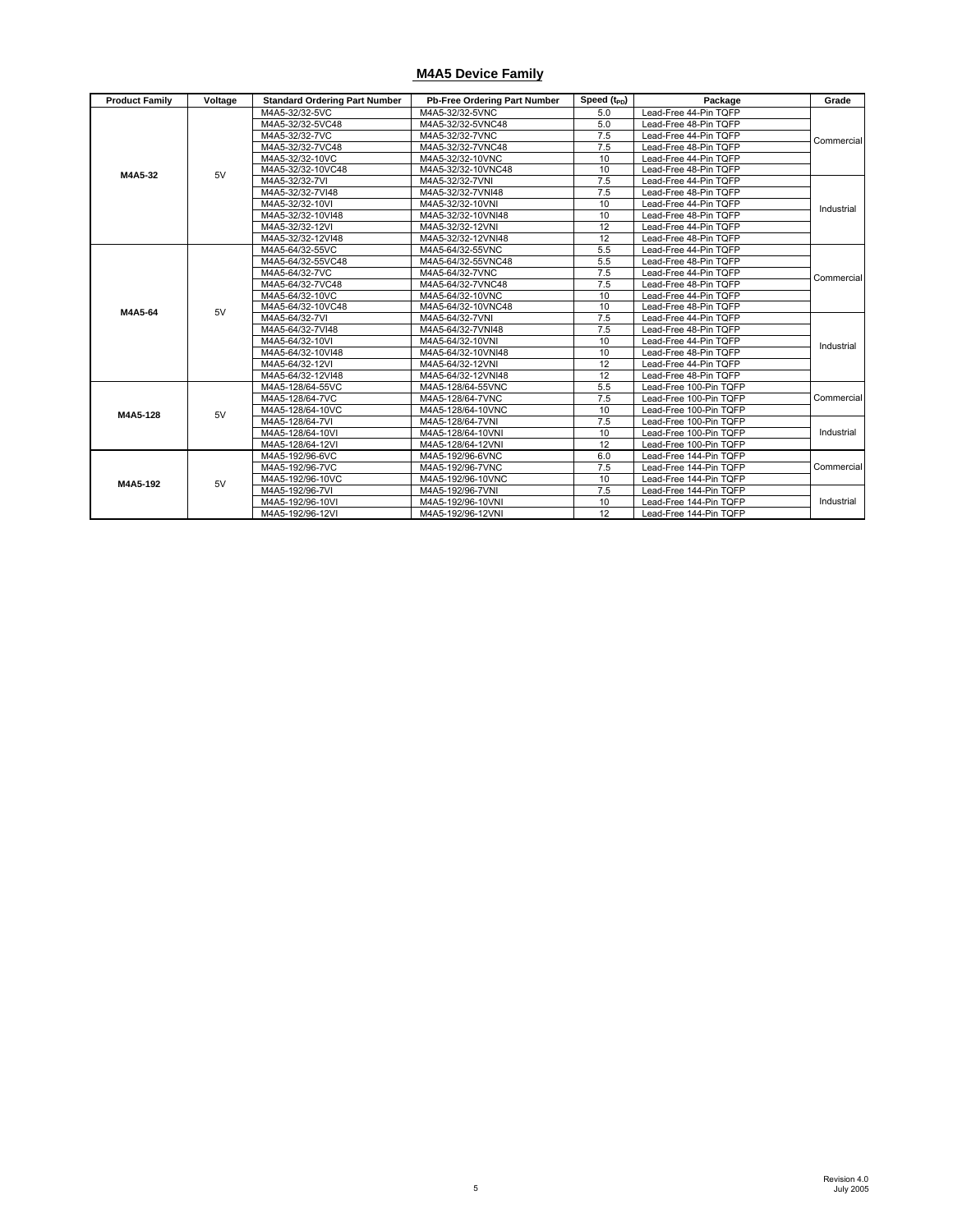## M4A5 Device Family

| Product Family | Voltage | Standard Ordering Part Number | Pb-Free Ordering Part Number | Speed ($t_{PD}$) | Package | Grade |
|---|---|---|---|---|---|---|
| M4A5-32 | 5V | M4A5-32/32-5VC | M4A5-32/32-5VNC | 5.0 | Lead-Free 44-Pin TQFP | Commercial |
| | | M4A5-32/32-5VC48 | M4A5-32/32-5VNC48 | 5.0 | Lead-Free 48-Pin TQFP | |
| | | M4A5-32/32-7VC | M4A5-32/32-7VNC | 7.5 | Lead-Free 44-Pin TQFP | |
| | | M4A5-32/32-7VC48 | M4A5-32/32-7VNC48 | 7.5 | Lead-Free 48-Pin TQFP | |
| | | M4A5-32/32-10VC | M4A5-32/32-10VNC | 10 | Lead-Free 44-Pin TQFP | |
| | | M4A5-32/32-10VC48 | M4A5-32/32-10VNC48 | 10 | Lead-Free 48-Pin TQFP | |
| | | M4A5-32/32-7VI | M4A5-32/32-7VNI | 7.5 | Lead-Free 44-Pin TQFP | Industrial |
| | | M4A5-32/32-7VI48 | M4A5-32/32-7VNI48 | 7.5 | Lead-Free 48-Pin TQFP | |
| | | M4A5-32/32-10VI | M4A5-32/32-10VNI | 10 | Lead-Free 44-Pin TQFP | |
| | | M4A5-32/32-10VI48 | M4A5-32/32-10VNI48 | 10 | Lead-Free 48-Pin TQFP | |
| | | M4A5-32/32-12VI | M4A5-32/32-12VNI | 12 | Lead-Free 44-Pin TQFP | |
| | | M4A5-32/32-12VI48 | M4A5-32/32-12VNI48 | 12 | Lead-Free 48-Pin TQFP | |
| M4A5-64 | 5V | M4A5-64/32-55VC | M4A5-64/32-55VNC | 5.5 | Lead-Free 44-Pin TQFP | Commercial |
| | | M4A5-64/32-55VC48 | M4A5-64/32-55VNC48 | 5.5 | Lead-Free 48-Pin TQFP | |
| | | M4A5-64/32-7VC | M4A5-64/32-7VNC | 7.5 | Lead-Free 44-Pin TQFP | |
| | | M4A5-64/32-7VC48 | M4A5-64/32-7VNC48 | 7.5 | Lead-Free 48-Pin TQFP | |
| | | M4A5-64/32-10VC | M4A5-64/32-10VNC | 10 | Lead-Free 44-Pin TQFP | |
| | | M4A5-64/32-10VC48 | M4A5-64/32-10VNC48 | 10 | Lead-Free 48-Pin TQFP | |
| | | M4A5-64/32-7VI | M4A5-64/32-7VNI | 7.5 | Lead-Free 44-Pin TQFP | Industrial |
| | | M4A5-64/32-7VI48 | M4A5-64/32-7VNI48 | 7.5 | Lead-Free 48-Pin TQFP | |
| | | M4A5-64/32-10VI | M4A5-64/32-10VNI | 10 | Lead-Free 44-Pin TQFP | |
| | | M4A5-64/32-10VI48 | M4A5-64/32-10VNI48 | 10 | Lead-Free 48-Pin TQFP | |
| | | M4A5-64/32-12VI | M4A5-64/32-12VNI | 12 | Lead-Free 44-Pin TQFP | |
| | | M4A5-64/32-12VI48 | M4A5-64/32-12VNI48 | 12 | Lead-Free 48-Pin TQFP | |
| M4A5-128 | 5V | M4A5-128/64-55VC | M4A5-128/64-55VNC | 5.5 | Lead-Free 100-Pin TQFP | Commercial |
| | | M4A5-128/64-7VC | M4A5-128/64-7VNC | 7.5 | Lead-Free 100-Pin TQFP | |
| | | M4A5-128/64-10VC | M4A5-128/64-10VNC | 10 | Lead-Free 100-Pin TQFP | |
| | | M4A5-128/64-7VI | M4A5-128/64-7VNI | 7.5 | Lead-Free 100-Pin TQFP | Industrial |
| | | M4A5-128/64-10VI | M4A5-128/64-10VNI | 10 | Lead-Free 100-Pin TQFP | |
| | | M4A5-128/64-12VI | M4A5-128/64-12VNI | 12 | Lead-Free 100-Pin TQFP | |
| M4A5-192 | 5V | M4A5-192/96-6VC | M4A5-192/96-6VNC | 6.0 | Lead-Free 144-Pin TQFP | Commercial |
| | | M4A5-192/96-7VC | M4A5-192/96-7VNC | 7.5 | Lead-Free 144-Pin TQFP | |
| | | M4A5-192/96-10VC | M4A5-192/96-10VNC | 10 | Lead-Free 144-Pin TQFP | |
| | | M4A5-192/96-7VI | M4A5-192/96-7VNI | 7.5 | Lead-Free 144-Pin TQFP | Industrial |
| | | M4A5-192/96-10VI | M4A5-192/96-10VNI | 10 | Lead-Free 144-Pin TQFP | |
| | | M4A5-192/96-12VI | M4A5-192/96-12VNI | 12 | Lead-Free 144-Pin TQFP | |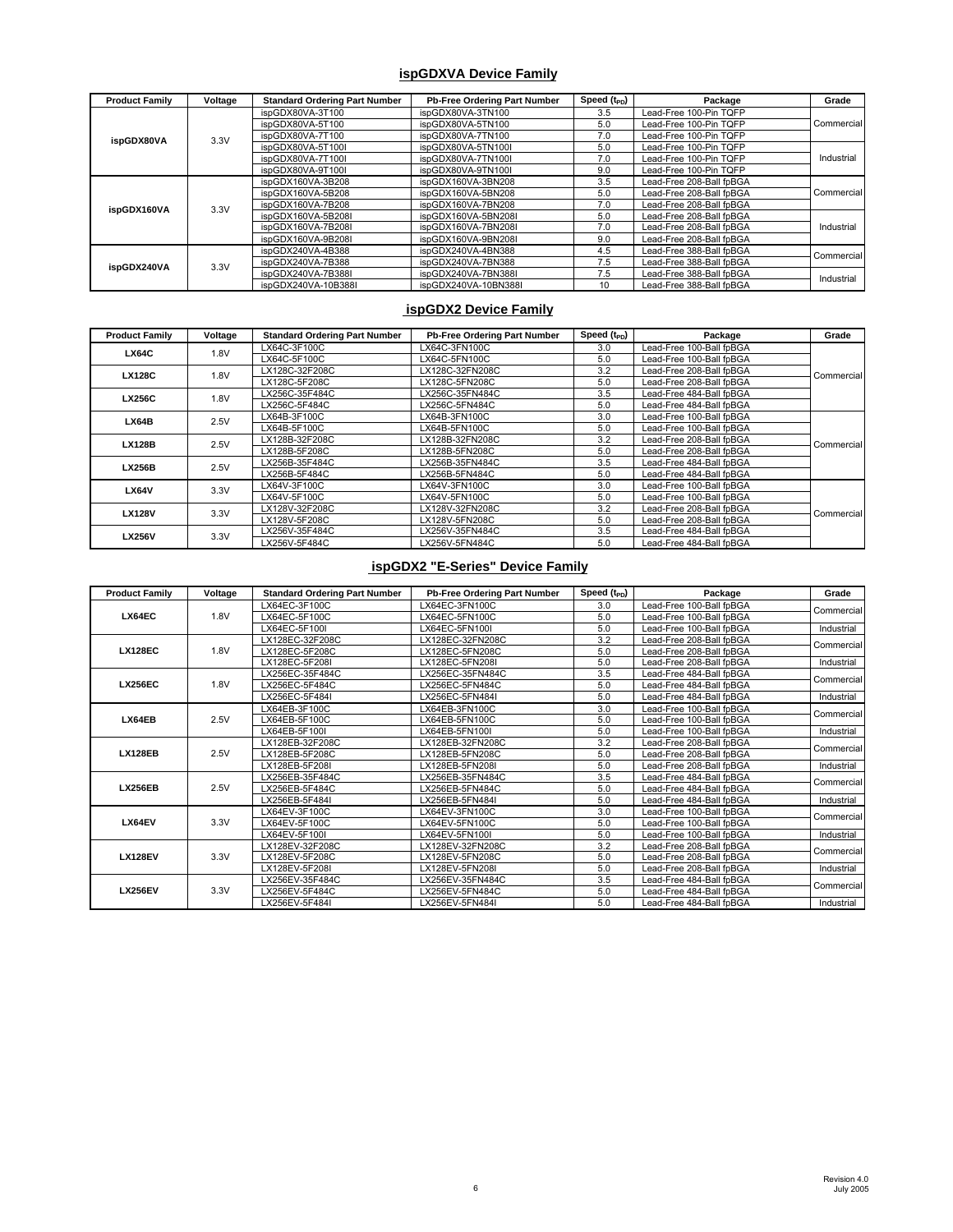## ispGDXVA Device Family

| Product Family | Voltage | Standard Ordering Part Number | Pb-Free Ordering Part Number | Speed ($t_{PD}$) | Package | Grade |
|---|---|---|---|---|---|---|
| ispGDX80VA | 3.3V | ispGDX80VA-3T100 | ispGDX80VA-3TN100 | 3.5 | Lead-Free 100-Pin TQFP | Commercial |
| | | ispGDX80VA-5T100 | ispGDX80VA-5TN100 | 5.0 | Lead-Free 100-Pin TQFP | |
| | | ispGDX80VA-7T100 | ispGDX80VA-7TN100 | 7.0 | Lead-Free 100-Pin TQFP | |
| | | ispGDX80VA-5T100I | ispGDX80VA-5TN100I | 5.0 | Lead-Free 100-Pin TQFP | Industrial |
| | | ispGDX80VA-7T100I | ispGDX80VA-7TN100I | 7.0 | Lead-Free 100-Pin TQFP | |
| | | ispGDX80VA-9T100I | ispGDX80VA-9TN100I | 9.0 | Lead-Free 100-Pin TQFP | |
| ispGDX160VA | 3.3V | ispGDX160VA-3B208 | ispGDX160VA-3BN208 | 3.5 | Lead-Free 208-Ball fpBGA | Commercial |
| | | ispGDX160VA-5B208 | ispGDX160VA-5BN208 | 5.0 | Lead-Free 208-Ball fpBGA | |
| | | ispGDX160VA-7B208 | ispGDX160VA-7BN208 | 7.0 | Lead-Free 208-Ball fpBGA | |
| | | ispGDX160VA-5B208I | ispGDX160VA-5BN208I | 5.0 | Lead-Free 208-Ball fpBGA | Industrial |
| | | ispGDX160VA-7B208I | ispGDX160VA-7BN208I | 7.0 | Lead-Free 208-Ball fpBGA | |
| | | ispGDX160VA-9B208I | ispGDX160VA-9BN208I | 9.0 | Lead-Free 208-Ball fpBGA | |
| ispGDX240VA | 3.3V | ispGDX240VA-4B388 | ispGDX240VA-4BN388 | 4.5 | Lead-Free 388-Ball fpBGA | Commercial |
| | | ispGDX240VA-7B388 | ispGDX240VA-7BN388 | 7.5 | Lead-Free 388-Ball fpBGA | |
| | | ispGDX240VA-7B388I | ispGDX240VA-7BN388I | 7.5 | Lead-Free 388-Ball fpBGA | Industrial |
| | | ispGDX240VA-10B388I | ispGDX240VA-10BN388I | 10 | Lead-Free 388-Ball fpBGA | |

## ispGDX2 Device Family

| Product Family | Voltage | Standard Ordering Part Number | Pb-Free Ordering Part Number | Speed ($t_{PD}$) | Package | Grade |
|---|---|---|---|---|---|---|
| LX64C | 1.8V | LX64C-3F100C | LX64C-3FN100C | 3.0 | Lead-Free 100-Ball fpBGA | Commercial |
| | | LX64C-5F100C | LX64C-5FN100C | 5.0 | Lead-Free 100-Ball fpBGA | |
| LX128C | 1.8V | LX128C-32F208C | LX128C-32FN208C | 3.2 | Lead-Free 208-Ball fpBGA | |
| | | LX128C-5F208C | LX128C-5FN208C | 5.0 | Lead-Free 208-Ball fpBGA | |
| LX256C | 1.8V | LX256C-35F484C | LX256C-35FN484C | 3.5 | Lead-Free 484-Ball fpBGA | |
| | | LX256C-5F484C | LX256C-5FN484C | 5.0 | Lead-Free 484-Ball fpBGA | |
| LX64B | 2.5V | LX64B-3F100C | LX64B-3FN100C | 3.0 | Lead-Free 100-Ball fpBGA | Commercial |
| | | LX64B-5F100C | LX64B-5FN100C | 5.0 | Lead-Free 100-Ball fpBGA | |
| LX128B | 2.5V | LX128B-32F208C | LX128B-32FN208C | 3.2 | Lead-Free 208-Ball fpBGA | |
| | | LX128B-5F208C | LX128B-5FN208C | 5.0 | Lead-Free 208-Ball fpBGA | |
| LX256B | 2.5V | LX256B-35F484C | LX256B-35FN484C | 3.5 | Lead-Free 484-Ball fpBGA | |
| | | LX256B-5F484C | LX256B-5FN484C | 5.0 | Lead-Free 484-Ball fpBGA | |
| LX64V | 3.3V | LX64V-3F100C | LX64V-3FN100C | 3.0 | Lead-Free 100-Ball fpBGA | Commercial |
| | | LX64V-5F100C | LX64V-5FN100C | 5.0 | Lead-Free 100-Ball fpBGA | |
| LX128V | 3.3V | LX128V-32F208C | LX128V-32FN208C | 3.2 | Lead-Free 208-Ball fpBGA | |
| | | LX128V-5F208C | LX128V-5FN208C | 5.0 | Lead-Free 208-Ball fpBGA | |
| LX256V | 3.3V | LX256V-35F484C | LX256V-35FN484C | 3.5 | Lead-Free 484-Ball fpBGA | |
| | | LX256V-5F484C | LX256V-5FN484C | 5.0 | Lead-Free 484-Ball fpBGA | |

## ispGDX2 "E-Series" Device Family

| Product Family | Voltage | Standard Ordering Part Number | Pb-Free Ordering Part Number | Speed ($t_{PD}$) | Package | Grade |
|---|---|---|---|---|---|---|
| LX64EC | 1.8V | LX64EC-3F100C | LX64EC-3FN100C | 3.0 | Lead-Free 100-Ball fpBGA | Commercial |
| | | LX64EC-5F100C | LX64EC-5FN100C | 5.0 | Lead-Free 100-Ball fpBGA | |
| | | LX64EC-5F100I | LX64EC-5FN100I | 5.0 | Lead-Free 100-Ball fpBGA | Industrial |
| LX128EC | 1.8V | LX128EC-32F208C | LX128EC-32FN208C | 3.2 | Lead-Free 208-Ball fpBGA | Commercial |
| | | LX128EC-5F208C | LX128EC-5FN208C | 5.0 | Lead-Free 208-Ball fpBGA | |
| | | LX128EC-5F208I | LX128EC-5FN208I | 5.0 | Lead-Free 208-Ball fpBGA | Industrial |
| LX256EC | 1.8V | LX256EC-35F484C | LX256EC-35FN484C | 3.5 | Lead-Free 484-Ball fpBGA | Commercial |
| | | LX256EC-5F484C | LX256EC-5FN484C | 5.0 | Lead-Free 484-Ball fpBGA | |
| | | LX256EC-5F484I | LX256EC-5FN484I | 5.0 | Lead-Free 484-Ball fpBGA | Industrial |
| LX64EB | 2.5V | LX64EB-3F100C | LX64EB-3FN100C | 3.0 | Lead-Free 100-Ball fpBGA | Commercial |
| | | LX64EB-5F100C | LX64EB-5FN100C | 5.0 | Lead-Free 100-Ball fpBGA | |
| | | LX64EB-5F100I | LX64EB-5FN100I | 5.0 | Lead-Free 100-Ball fpBGA | Industrial |
| LX128EB | 2.5V | LX128EB-32F208C | LX128EB-32FN208C | 3.2 | Lead-Free 208-Ball fpBGA | Commercial |
| | | LX128EB-5F208C | LX128EB-5FN208C | 5.0 | Lead-Free 208-Ball fpBGA | |
| | | LX128EB-5F208I | LX128EB-5FN208I | 5.0 | Lead-Free 208-Ball fpBGA | Industrial |
| LX256EB | 2.5V | LX256EB-35F484C | LX256EB-35FN484C | 3.5 | Lead-Free 484-Ball fpBGA | Commercial |
| | | LX256EB-5F484C | LX256EB-5FN484C | 5.0 | Lead-Free 484-Ball fpBGA | |
| | | LX256EB-5F484I | LX256EB-5FN484I | 5.0 | Lead-Free 484-Ball fpBGA | Industrial |
| LX64EV | 3.3V | LX64EV-3F100C | LX64EV-3FN100C | 3.0 | Lead-Free 100-Ball fpBGA | Commercial |
| | | LX64EV-5F100C | LX64EV-5FN100C | 5.0 | Lead-Free 100-Ball fpBGA | |
| | | LX64EV-5F100I | LX64EV-5FN100I | 5.0 | Lead-Free 100-Ball fpBGA | Industrial |
| LX128EV | 3.3V | LX128EV-32F208C | LX128EV-32FN208C | 3.2 | Lead-Free 208-Ball fpBGA | Commercial |
| | | LX128EV-5F208C | LX128EV-5FN208C | 5.0 | Lead-Free 208-Ball fpBGA | |
| | | LX128EV-5F208I | LX128EV-5FN208I | 5.0 | Lead-Free 208-Ball fpBGA | Industrial |
| LX256EV | 3.3V | LX256EV-35F484C | LX256EV-35FN484C | 3.5 | Lead-Free 484-Ball fpBGA | Commercial |
| | | LX256EV-5F484C | LX256EV-5FN484C | 5.0 | Lead-Free 484-Ball fpBGA | |
| | | LX256EV-5F484I | LX256EV-5FN484I | 5.0 | Lead-Free 484-Ball fpBGA | Industrial |

Revision 4.0
July 2005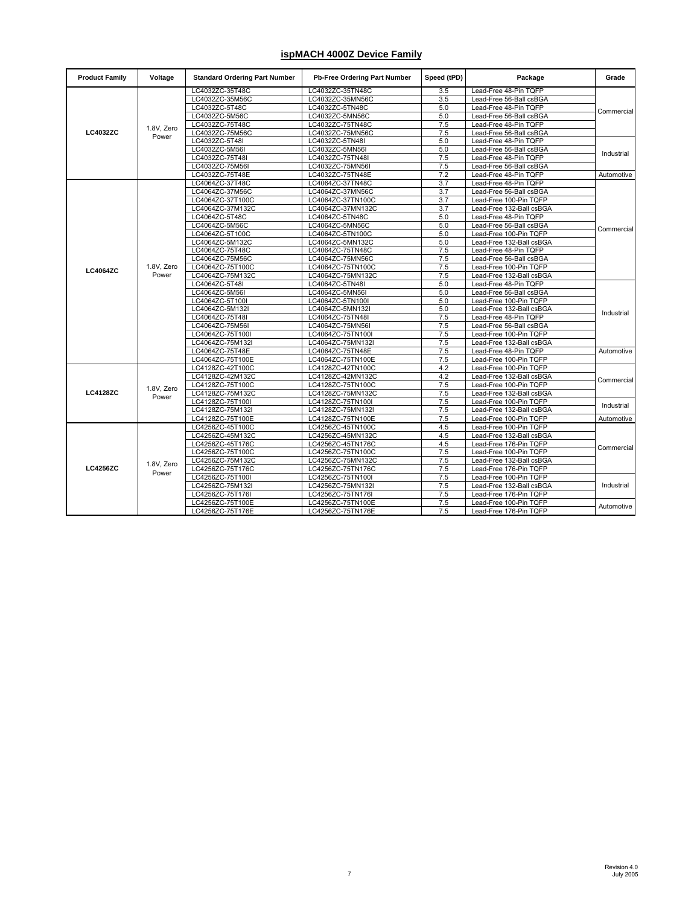## ispMACH 4000Z Device Family

| Product Family | Voltage | Standard Ordering Part Number | Pb-Free Ordering Part Number | Speed (tPD) | Package | Grade |
|---|---|---|---|---|---|---|
| LC4032ZC | 1.8V, Zero Power | LC4032ZC-35T48C | LC4032ZC-35TN48C | 3.5 | Lead-Free 48-Pin TQFP | Commercial |
| | | LC4032ZC-35M56C | LC4032ZC-35MN56C | 3.5 | Lead-Free 56-Ball csBGA | |
| | | LC4032ZC-5T48C | LC4032ZC-5TN48C | 5.0 | Lead-Free 48-Pin TQFP | |
| | | LC4032ZC-5M56C | LC4032ZC-5MN56C | 5.0 | Lead-Free 56-Ball csBGA | |
| | | LC4032ZC-75T48C | LC4032ZC-75TN48C | 7.5 | Lead-Free 48-Pin TQFP | |
| | | LC4032ZC-75M56C | LC4032ZC-75MN56C | 7.5 | Lead-Free 56-Ball csBGA | |
| | | LC4032ZC-5T48I | LC4032ZC-5TN48I | 5.0 | Lead-Free 48-Pin TQFP | Industrial |
| | | LC4032ZC-5M56I | LC4032ZC-5MN56I | 5.0 | Lead-Free 56-Ball csBGA | |
| | | LC4032ZC-75T48I | LC4032ZC-75TN48I | 7.5 | Lead-Free 48-Pin TQFP | |
| | | LC4032ZC-75M56I | LC4032ZC-75MN56I | 7.5 | Lead-Free 56-Ball csBGA | |
| | | LC4032ZC-75T48E | LC4032ZC-75TN48E | 7.2 | Lead-Free 48-Pin TQFP | Automotive |
| LC4064ZC | 1.8V, Zero Power | LC4064ZC-37T48C | LC4064ZC-37TN48C | 3.7 | Lead-Free 48-Pin TQFP | Commercial |
| | | LC4064ZC-37M56C | LC4064ZC-37MN56C | 3.7 | Lead-Free 56-Ball csBGA | |
| | | LC4064ZC-37T100C | LC4064ZC-37TN100C | 3.7 | Lead-Free 100-Pin TQFP | |
| | | LC4064ZC-37M132C | LC4064ZC-37MN132C | 3.7 | Lead-Free 132-Ball csBGA | |
| | | LC4064ZC-5T48C | LC4064ZC-5TN48C | 5.0 | Lead-Free 48-Pin TQFP | |
| | | LC4064ZC-5M56C | LC4064ZC-5MN56C | 5.0 | Lead-Free 56-Ball csBGA | |
| | | LC4064ZC-5T100C | LC4064ZC-5TN100C | 5.0 | Lead-Free 100-Pin TQFP | |
| | | LC4064ZC-5M132C | LC4064ZC-5MN132C | 5.0 | Lead-Free 132-Ball csBGA | |
| | | LC4064ZC-75T48C | LC4064ZC-75TN48C | 7.5 | Lead-Free 48-Pin TQFP | |
| | | LC4064ZC-75M56C | LC4064ZC-75MN56C | 7.5 | Lead-Free 56-Ball csBGA | |
| | | LC4064ZC-75T100C | LC4064ZC-75TN100C | 7.5 | Lead-Free 100-Pin TQFP | |
| | | LC4064ZC-75M132C | LC4064ZC-75MN132C | 7.5 | Lead-Free 132-Ball csBGA | |
| | | LC4064ZC-5T48I | LC4064ZC-5TN48I | 5.0 | Lead-Free 48-Pin TQFP | Industrial |
| | | LC4064ZC-5M56I | LC4064ZC-5MN56I | 5.0 | Lead-Free 56-Ball csBGA | |
| | | LC4064ZC-5T100I | LC4064ZC-5TN100I | 5.0 | Lead-Free 100-Pin TQFP | |
| | | LC4064ZC-5M132I | LC4064ZC-5MN132I | 5.0 | Lead-Free 132-Ball csBGA | |
| | | LC4064ZC-75T48I | LC4064ZC-75TN48I | 7.5 | Lead-Free 48-Pin TQFP | |
| | | LC4064ZC-75M56I | LC4064ZC-75MN56I | 7.5 | Lead-Free 56-Ball csBGA | |
| | | LC4064ZC-75T100I | LC4064ZC-75TN100I | 7.5 | Lead-Free 100-Pin TQFP | |
| | | LC4064ZC-75M132I | LC4064ZC-75MN132I | 7.5 | Lead-Free 132-Ball csBGA | |
| | | LC4064ZC-75T48E | LC4064ZC-75TN48E | 7.5 | Lead-Free 48-Pin TQFP | Automotive |
| | | LC4064ZC-75T100E | LC4064ZC-75TN100E | 7.5 | Lead-Free 100-Pin TQFP | |
| LC4128ZC | 1.8V, Zero Power | LC4128ZC-42T100C | LC4128ZC-42TN100C | 4.2 | Lead-Free 100-Pin TQFP | Commercial |
| | | LC4128ZC-42M132C | LC4128ZC-42MN132C | 4.2 | Lead-Free 132-Ball csBGA | |
| | | LC4128ZC-75T100C | LC4128ZC-75TN100C | 7.5 | Lead-Free 100-Pin TQFP | |
| | | LC4128ZC-75M132C | LC4128ZC-75MN132C | 7.5 | Lead-Free 132-Ball csBGA | |
| | | LC4128ZC-75T100I | LC4128ZC-75TN100I | 7.5 | Lead-Free 100-Pin TQFP | Industrial |
| | | LC4128ZC-75M132I | LC4128ZC-75MN132I | 7.5 | Lead-Free 132-Ball csBGA | |
| | | LC4128ZC-75T100E | LC4128ZC-75TN100E | 7.5 | Lead-Free 100-Pin TQFP | Automotive |
| LC4256ZC | 1.8V, Zero Power | LC4256ZC-45T100C | LC4256ZC-45TN100C | 4.5 | Lead-Free 100-Pin TQFP | Commercial |
| | | LC4256ZC-45M132C | LC4256ZC-45MN132C | 4.5 | Lead-Free 132-Ball csBGA | |
| | | LC4256ZC-45T176C | LC4256ZC-45TN176C | 4.5 | Lead-Free 176-Pin TQFP | |
| | | LC4256ZC-75T100C | LC4256ZC-75TN100C | 7.5 | Lead-Free 100-Pin TQFP | |
| | | LC4256ZC-75M132C | LC4256ZC-75MN132C | 7.5 | Lead-Free 132-Ball csBGA | |
| | | LC4256ZC-75T176C | LC4256ZC-75TN176C | 7.5 | Lead-Free 176-Pin TQFP | |
| | | LC4256ZC-75T100I | LC4256ZC-75TN100I | 7.5 | Lead-Free 100-Pin TQFP | Industrial |
| | | LC4256ZC-75M132I | LC4256ZC-75MN132I | 7.5 | Lead-Free 132-Ball csBGA | |
| | | LC4256ZC-75T176I | LC4256ZC-75TN176I | 7.5 | Lead-Free 176-Pin TQFP | |
| | | LC4256ZC-75T100E | LC4256ZC-75TN100E | 7.5 | Lead-Free 100-Pin TQFP | Automotive |
| | | LC4256ZC-75T176E | LC4256ZC-75TN176E | 7.5 | Lead-Free 176-Pin TQFP | |

Revision 4.0
July 2005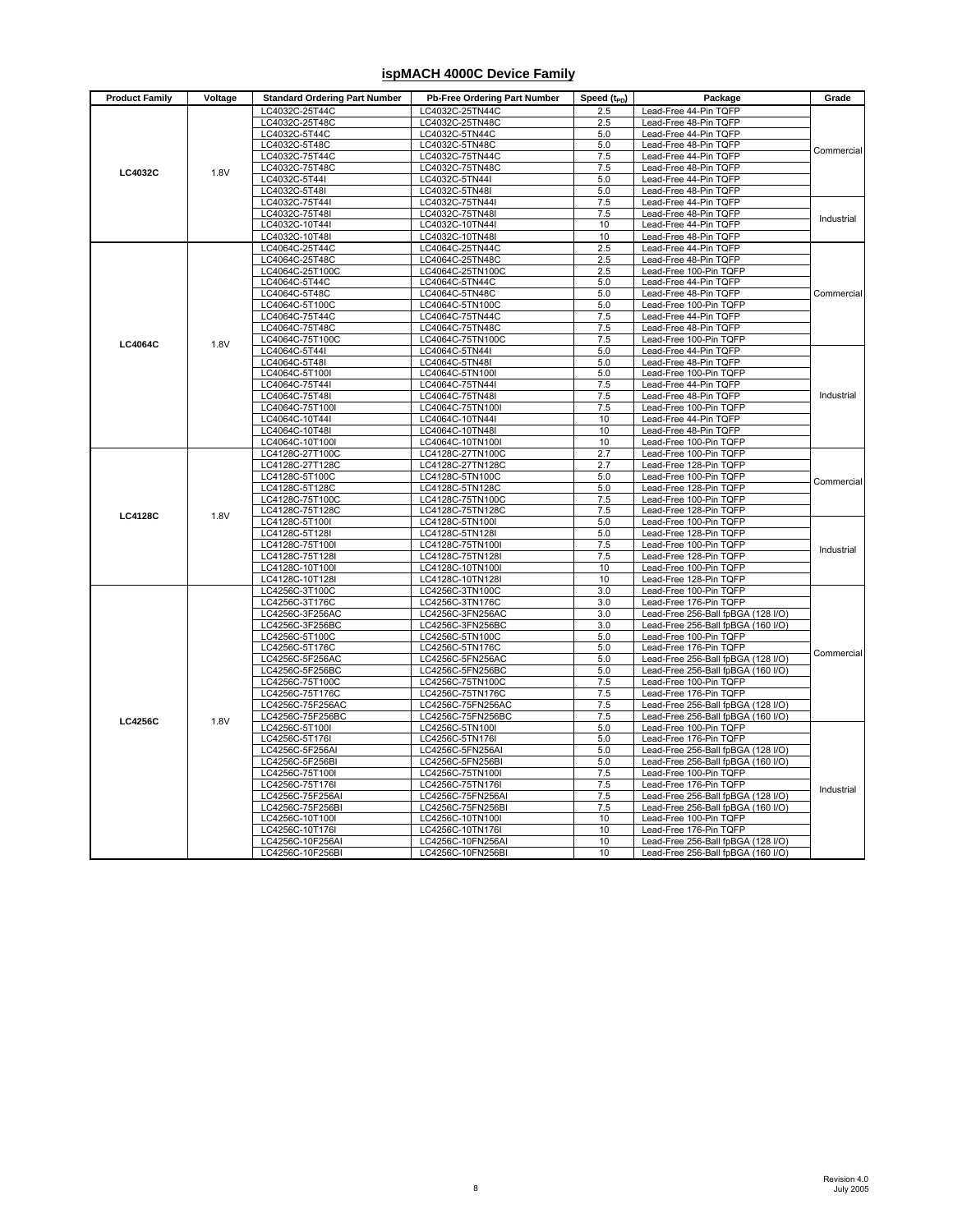## ispMACH 4000C Device Family

| Product Family | Voltage | Standard Ordering Part Number | Pb-Free Ordering Part Number | Speed ($t_{PD}$) | Package | Grade |
|---|---|---|---|---|---|---|
| LC4032C | 1.8V | LC4032C-25T44C | LC4032C-25TN44C | 2.5 | Lead-Free 44-Pin TQFP | Commercial |
| | | LC4032C-25T48C | LC4032C-25TN48C | 2.5 | Lead-Free 48-Pin TQFP | |
| | | LC4032C-5T44C | LC4032C-5TN44C | 5.0 | Lead-Free 44-Pin TQFP | |
| | | LC4032C-5T48C | LC4032C-5TN48C | 5.0 | Lead-Free 48-Pin TQFP | |
| | | LC4032C-75T44C | LC4032C-75TN44C | 7.5 | Lead-Free 44-Pin TQFP | |
| | | LC4032C-75T48C | LC4032C-75TN48C | 7.5 | Lead-Free 48-Pin TQFP | |
| | | LC4032C-5T44I | LC4032C-5TN44I | 5.0 | Lead-Free 44-Pin TQFP | Industrial |
| | | LC4032C-5T48I | LC4032C-5TN48I | 5.0 | Lead-Free 48-Pin TQFP | |
| | | LC4032C-75T44I | LC4032C-75TN44I | 7.5 | Lead-Free 44-Pin TQFP | |
| | | LC4032C-75T48I | LC4032C-75TN48I | 7.5 | Lead-Free 48-Pin TQFP | |
| | | LC4032C-10T44I | LC4032C-10TN44I | 10 | Lead-Free 44-Pin TQFP | |
| | | LC4032C-10T48I | LC4032C-10TN48I | 10 | Lead-Free 48-Pin TQFP | |
| LC4064C | 1.8V | LC4064C-25T44C | LC4064C-25TN44C | 2.5 | Lead-Free 44-Pin TQFP | Commercial |
| | | LC4064C-25T48C | LC4064C-25TN48C | 2.5 | Lead-Free 48-Pin TQFP | |
| | | LC4064C-25T100C | LC4064C-25TN100C | 2.5 | Lead-Free 100-Pin TQFP | |
| | | LC4064C-5T44C | LC4064C-5TN44C | 5.0 | Lead-Free 44-Pin TQFP | |
| | | LC4064C-5T48C | LC4064C-5TN48C | 5.0 | Lead-Free 48-Pin TQFP | |
| | | LC4064C-5T100C | LC4064C-5TN100C | 5.0 | Lead-Free 100-Pin TQFP | |
| | | LC4064C-75T44C | LC4064C-75TN44C | 7.5 | Lead-Free 44-Pin TQFP | |
| | | LC4064C-75T48C | LC4064C-75TN48C | 7.5 | Lead-Free 48-Pin TQFP | |
| | | LC4064C-75T100C | LC4064C-75TN100C | 7.5 | Lead-Free 100-Pin TQFP | |
| | | LC4064C-5T44I | LC4064C-5TN44I | 5.0 | Lead-Free 44-Pin TQFP | Industrial |
| | | LC4064C-5T48I | LC4064C-5TN48I | 5.0 | Lead-Free 48-Pin TQFP | |
| | | LC4064C-5T100I | LC4064C-5TN100I | 5.0 | Lead-Free 100-Pin TQFP | |
| | | LC4064C-75T44I | LC4064C-75TN44I | 7.5 | Lead-Free 44-Pin TQFP | |
| | | LC4064C-75T48I | LC4064C-75TN48I | 7.5 | Lead-Free 48-Pin TQFP | |
| | | LC4064C-75T100I | LC4064C-75TN100I | 7.5 | Lead-Free 100-Pin TQFP | |
| | | LC4064C-10T44I | LC4064C-10TN44I | 10 | Lead-Free 44-Pin TQFP | |
| | | LC4064C-10T48I | LC4064C-10TN48I | 10 | Lead-Free 48-Pin TQFP | |
| | | LC4064C-10T100I | LC4064C-10TN100I | 10 | Lead-Free 100-Pin TQFP | |
| LC4128C | 1.8V | LC4128C-27T100C | LC4128C-27TN100C | 2.7 | Lead-Free 100-Pin TQFP | Commercial |
| | | LC4128C-27T128C | LC4128C-27TN128C | 2.7 | Lead-Free 128-Pin TQFP | |
| | | LC4128C-5T100C | LC4128C-5TN100C | 5.0 | Lead-Free 100-Pin TQFP | |
| | | LC4128C-5T128C | LC4128C-5TN128C | 5.0 | Lead-Free 128-Pin TQFP | |
| | | LC4128C-75T100C | LC4128C-75TN100C | 7.5 | Lead-Free 100-Pin TQFP | |
| | | LC4128C-75T128C | LC4128C-75TN128C | 7.5 | Lead-Free 128-Pin TQFP | |
| | | LC4128C-5T100I | LC4128C-5TN100I | 5.0 | Lead-Free 100-Pin TQFP | Industrial |
| | | LC4128C-5T128I | LC4128C-5TN128I | 5.0 | Lead-Free 128-Pin TQFP | |
| | | LC4128C-75T100I | LC4128C-75TN100I | 7.5 | Lead-Free 100-Pin TQFP | |
| | | LC4128C-75T128I | LC4128C-75TN128I | 7.5 | Lead-Free 128-Pin TQFP | |
| | | LC4128C-10T100I | LC4128C-10TN100I | 10 | Lead-Free 100-Pin TQFP | |
| | | LC4128C-10T128I | LC4128C-10TN128I | 10 | Lead-Free 128-Pin TQFP | |
| LC4256C | 1.8V | LC4256C-3T100C | LC4256C-3TN100C | 3.0 | Lead-Free 100-Pin TQFP | Commercial |
| | | LC4256C-3T176C | LC4256C-3TN176C | 3.0 | Lead-Free 176-Pin TQFP | |
| | | LC4256C-3F256AC | LC4256C-3FN256AC | 3.0 | Lead-Free 256-Ball fpBGA (128 I/O) | |
| | | LC4256C-3F256BC | LC4256C-3FN256BC | 3.0 | Lead-Free 256-Ball fpBGA (160 I/O) | |
| | | LC4256C-5T100C | LC4256C-5TN100C | 5.0 | Lead-Free 100-Pin TQFP | |
| | | LC4256C-5T176C | LC4256C-5TN176C | 5.0 | Lead-Free 176-Pin TQFP | |
| | | LC4256C-5F256AC | LC4256C-5FN256AC | 5.0 | Lead-Free 256-Ball fpBGA (128 I/O) | |
| | | LC4256C-5F256BC | LC4256C-5FN256BC | 5.0 | Lead-Free 256-Ball fpBGA (160 I/O) | |
| | | LC4256C-75T100C | LC4256C-75TN100C | 7.5 | Lead-Free 100-Pin TQFP | |
| | | LC4256C-75T176C | LC4256C-75TN176C | 7.5 | Lead-Free 176-Pin TQFP | |
| | | LC4256C-75F256AC | LC4256C-75FN256AC | 7.5 | Lead-Free 256-Ball fpBGA (128 I/O) | |
| | | LC4256C-75F256BC | LC4256C-75FN256BC | 7.5 | Lead-Free 256-Ball fpBGA (160 I/O) | |
| | | LC4256C-5T100I | LC4256C-5TN100I | 5.0 | Lead-Free 100-Pin TQFP | Industrial |
| | | LC4256C-5T176I | LC4256C-5TN176I | 5.0 | Lead-Free 176-Pin TQFP | |
| | | LC4256C-5F256AI | LC4256C-5FN256AI | 5.0 | Lead-Free 256-Ball fpBGA (128 I/O) | |
| | | LC4256C-5F256BI | LC4256C-5FN256BI | 5.0 | Lead-Free 256-Ball fpBGA (160 I/O) | |
| | | LC4256C-75T100I | LC4256C-75TN100I | 7.5 | Lead-Free 100-Pin TQFP | |
| | | LC4256C-75T176I | LC4256C-75TN176I | 7.5 | Lead-Free 176-Pin TQFP | |
| | | LC4256C-75F256AI | LC4256C-75FN256AI | 7.5 | Lead-Free 256-Ball fpBGA (128 I/O) | |
| | | LC4256C-75F256BI | LC4256C-75FN256BI | 7.5 | Lead-Free 256-Ball fpBGA (160 I/O) | |
| | | LC4256C-10T100I | LC4256C-10TN100I | 10 | Lead-Free 100-Pin TQFP | |
| | | LC4256C-10T176I | LC4256C-10TN176I | 10 | Lead-Free 176-Pin TQFP | |
| | | LC4256C-10F256AI | LC4256C-10FN256AI | 10 | Lead-Free 256-Ball fpBGA (128 I/O) | |
| | | LC4256C-10F256BI | LC4256C-10FN256BI | 10 | Lead-Free 256-Ball fpBGA (160 I/O) | |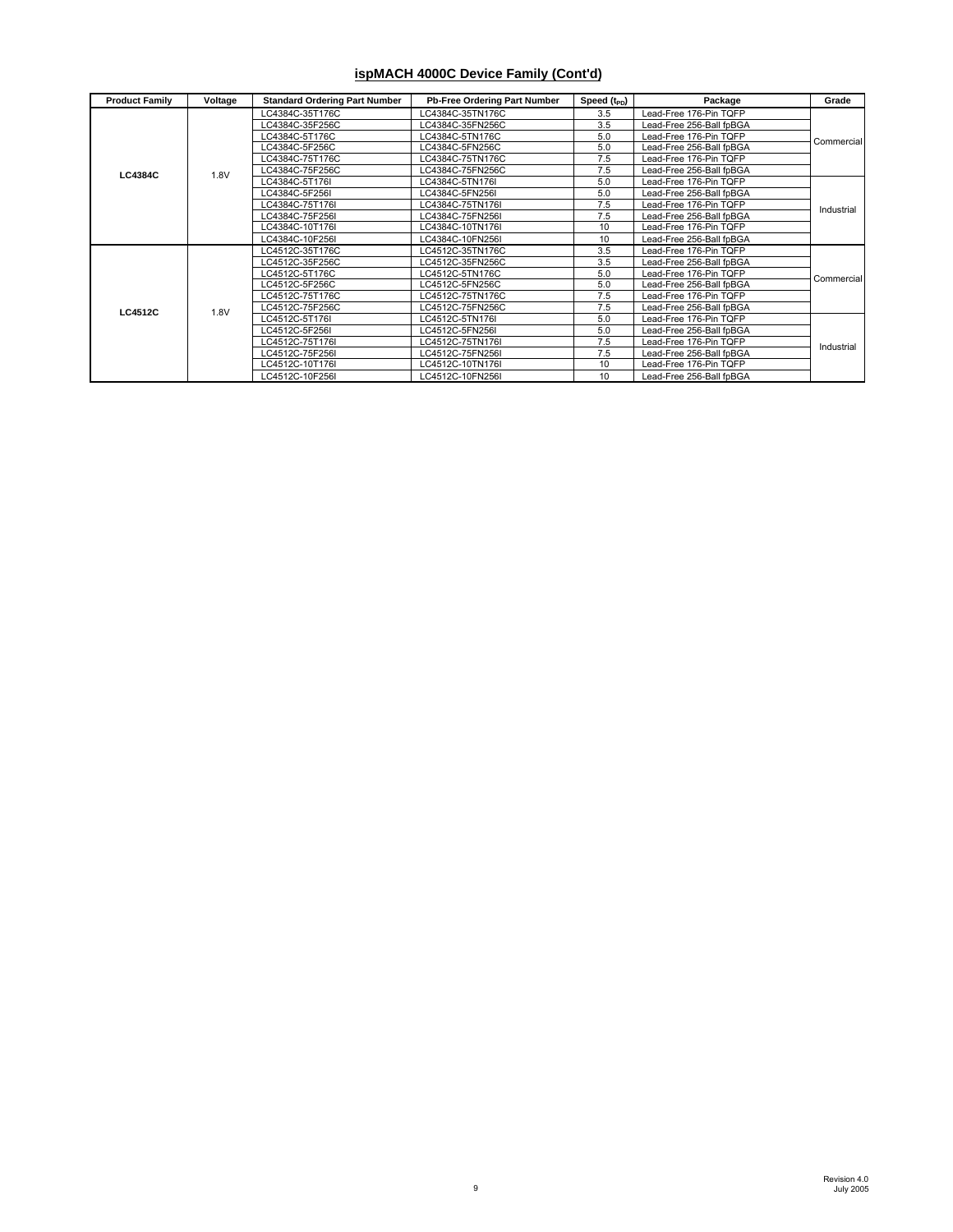## ispMACH 4000C Device Family (Cont'd)

| Product Family | Voltage | Standard Ordering Part Number | Pb-Free Ordering Part Number | Speed ($t_{PD}$) | Package | Grade |
|---|---|---|---|---|---|---|
| LC4384C | 1.8V | LC4384C-35T176C | LC4384C-35TN176C | 3.5 | Lead-Free 176-Pin TQFP | Commercial |
| | | LC4384C-35F256C | LC4384C-35FN256C | 3.5 | Lead-Free 256-Ball fpBGA | |
| | | LC4384C-5T176C | LC4384C-5TN176C | 5.0 | Lead-Free 176-Pin TQFP | |
| | | LC4384C-5F256C | LC4384C-5FN256C | 5.0 | Lead-Free 256-Ball fpBGA | |
| | | LC4384C-75T176C | LC4384C-75TN176C | 7.5 | Lead-Free 176-Pin TQFP | |
| | | LC4384C-75F256C | LC4384C-75FN256C | 7.5 | Lead-Free 256-Ball fpBGA | |
| | | LC4384C-5T176I | LC4384C-5TN176I | 5.0 | Lead-Free 176-Pin TQFP | Industrial |
| | | LC4384C-5F256I | LC4384C-5FN256I | 5.0 | Lead-Free 256-Ball fpBGA | |
| | | LC4384C-75T176I | LC4384C-75TN176I | 7.5 | Lead-Free 176-Pin TQFP | |
| | | LC4384C-75F256I | LC4384C-75FN256I | 7.5 | Lead-Free 256-Ball fpBGA | |
| | | LC4384C-10T176I | LC4384C-10TN176I | 10 | Lead-Free 176-Pin TQFP | |
| | | LC4384C-10F256I | LC4384C-10FN256I | 10 | Lead-Free 256-Ball fpBGA | |
| LC4512C | 1.8V | LC4512C-35T176C | LC4512C-35TN176C | 3.5 | Lead-Free 176-Pin TQFP | Commercial |
| | | LC4512C-35F256C | LC4512C-35FN256C | 3.5 | Lead-Free 256-Ball fpBGA | |
| | | LC4512C-5T176C | LC4512C-5TN176C | 5.0 | Lead-Free 176-Pin TQFP | |
| | | LC4512C-5F256C | LC4512C-5FN256C | 5.0 | Lead-Free 256-Ball fpBGA | |
| | | LC4512C-75T176C | LC4512C-75TN176C | 7.5 | Lead-Free 176-Pin TQFP | |
| | | LC4512C-75F256C | LC4512C-75FN256C | 7.5 | Lead-Free 256-Ball fpBGA | |
| | | LC4512C-5T176I | LC4512C-5TN176I | 5.0 | Lead-Free 176-Pin TQFP | Industrial |
| | | LC4512C-5F256I | LC4512C-5FN256I | 5.0 | Lead-Free 256-Ball fpBGA | |
| | | LC4512C-75T176I | LC4512C-75TN176I | 7.5 | Lead-Free 176-Pin TQFP | |
| | | LC4512C-75F256I | LC4512C-75FN256I | 7.5 | Lead-Free 256-Ball fpBGA | |
| | | LC4512C-10T176I | LC4512C-10TN176I | 10 | Lead-Free 176-Pin TQFP | |
| | | LC4512C-10F256I | LC4512C-10FN256I | 10 | Lead-Free 256-Ball fpBGA | |

Revision 4.0
July 2005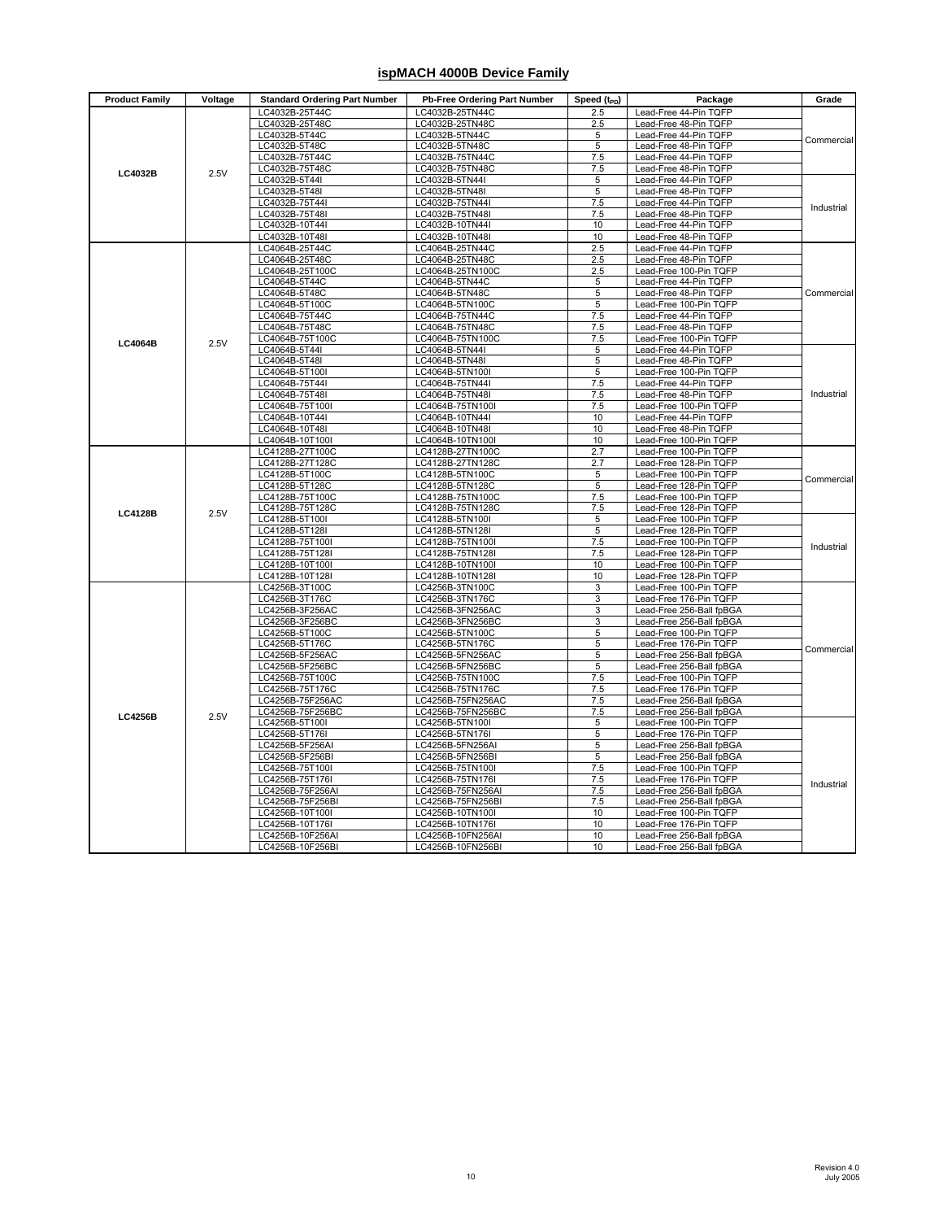## ispMACH 4000B Device Family

| Product Family | Voltage | Standard Ordering Part Number | Pb-Free Ordering Part Number | Speed ($t_{PD}$) | Package | Grade |
|---|---|---|---|---|---|---|
| LC4032B | 2.5V | LC4032B-25T44C | LC4032B-25TN44C | 2.5 | Lead-Free 44-Pin TQFP | Commercial |
| | | LC4032B-25T48C | LC4032B-25TN48C | 2.5 | Lead-Free 48-Pin TQFP | |
| | | LC4032B-5T44C | LC4032B-5TN44C | 5 | Lead-Free 44-Pin TQFP | |
| | | LC4032B-5T48C | LC4032B-5TN48C | 5 | Lead-Free 48-Pin TQFP | |
| | | LC4032B-75T44C | LC4032B-75TN44C | 7.5 | Lead-Free 44-Pin TQFP | |
| | | LC4032B-75T48C | LC4032B-75TN48C | 7.5 | Lead-Free 48-Pin TQFP | |
| | | LC4032B-5T44I | LC4032B-5TN44I | 5 | Lead-Free 44-Pin TQFP | Industrial |
| | | LC4032B-5T48I | LC4032B-5TN48I | 5 | Lead-Free 48-Pin TQFP | |
| | | LC4032B-75T44I | LC4032B-75TN44I | 7.5 | Lead-Free 44-Pin TQFP | |
| | | LC4032B-75T48I | LC4032B-75TN48I | 7.5 | Lead-Free 48-Pin TQFP | |
| | | LC4032B-10T44I | LC4032B-10TN44I | 10 | Lead-Free 44-Pin TQFP | |
| | | LC4032B-10T48I | LC4032B-10TN48I | 10 | Lead-Free 48-Pin TQFP | |
| LC4064B | 2.5V | LC4064B-25T44C | LC4064B-25TN44C | 2.5 | Lead-Free 44-Pin TQFP | Commercial |
| | | LC4064B-25T48C | LC4064B-25TN48C | 2.5 | Lead-Free 48-Pin TQFP | |
| | | LC4064B-25T100C | LC4064B-25TN100C | 2.5 | Lead-Free 100-Pin TQFP | |
| | | LC4064B-5T44C | LC4064B-5TN44C | 5 | Lead-Free 44-Pin TQFP | |
| | | LC4064B-5T48C | LC4064B-5TN48C | 5 | Lead-Free 48-Pin TQFP | |
| | | LC4064B-5T100C | LC4064B-5TN100C | 5 | Lead-Free 100-Pin TQFP | |
| | | LC4064B-75T44C | LC4064B-75TN44C | 7.5 | Lead-Free 44-Pin TQFP | |
| | | LC4064B-75T48C | LC4064B-75TN48C | 7.5 | Lead-Free 48-Pin TQFP | |
| | | LC4064B-75T100C | LC4064B-75TN100C | 7.5 | Lead-Free 100-Pin TQFP | |
| | | LC4064B-5T44I | LC4064B-5TN44I | 5 | Lead-Free 44-Pin TQFP | Industrial |
| | | LC4064B-5T48I | LC4064B-5TN48I | 5 | Lead-Free 48-Pin TQFP | |
| | | LC4064B-5T100I | LC4064B-5TN100I | 5 | Lead-Free 100-Pin TQFP | |
| | | LC4064B-75T44I | LC4064B-75TN44I | 7.5 | Lead-Free 44-Pin TQFP | |
| | | LC4064B-75T48I | LC4064B-75TN48I | 7.5 | Lead-Free 48-Pin TQFP | |
| | | LC4064B-75T100I | LC4064B-75TN100I | 7.5 | Lead-Free 100-Pin TQFP | |
| | | LC4064B-10T44I | LC4064B-10TN44I | 10 | Lead-Free 44-Pin TQFP | |
| | | LC4064B-10T48I | LC4064B-10TN48I | 10 | Lead-Free 48-Pin TQFP | |
| | | LC4064B-10T100I | LC4064B-10TN100I | 10 | Lead-Free 100-Pin TQFP | |
| LC4128B | 2.5V | LC4128B-27T100C | LC4128B-27TN100C | 2.7 | Lead-Free 100-Pin TQFP | Commercial |
| | | LC4128B-27T128C | LC4128B-27TN128C | 2.7 | Lead-Free 128-Pin TQFP | |
| | | LC4128B-5T100C | LC4128B-5TN100C | 5 | Lead-Free 100-Pin TQFP | |
| | | LC4128B-5T128C | LC4128B-5TN128C | 5 | Lead-Free 128-Pin TQFP | |
| | | LC4128B-75T100C | LC4128B-75TN100C | 7.5 | Lead-Free 100-Pin TQFP | |
| | | LC4128B-75T128C | LC4128B-75TN128C | 7.5 | Lead-Free 128-Pin TQFP | |
| | | LC4128B-5T100I | LC4128B-5TN100I | 5 | Lead-Free 100-Pin TQFP | Industrial |
| | | LC4128B-5T128I | LC4128B-5TN128I | 5 | Lead-Free 128-Pin TQFP | |
| | | LC4128B-75T100I | LC4128B-75TN100I | 7.5 | Lead-Free 100-Pin TQFP | |
| | | LC4128B-75T128I | LC4128B-75TN128I | 7.5 | Lead-Free 128-Pin TQFP | |
| | | LC4128B-10T100I | LC4128B-10TN100I | 10 | Lead-Free 100-Pin TQFP | |
| | | LC4128B-10T128I | LC4128B-10TN128I | 10 | Lead-Free 128-Pin TQFP | |
| LC4256B | 2.5V | LC4256B-3T100C | LC4256B-3TN100C | 3 | Lead-Free 100-Pin TQFP | Commercial |
| | | LC4256B-3T176C | LC4256B-3TN176C | 3 | Lead-Free 176-Pin TQFP | |
| | | LC4256B-3F256AC | LC4256B-3FN256AC | 3 | Lead-Free 256-Ball fpBGA | |
| | | LC4256B-3F256BC | LC4256B-3FN256BC | 3 | Lead-Free 256-Ball fpBGA | |
| | | LC4256B-5T100C | LC4256B-5TN100C | 5 | Lead-Free 100-Pin TQFP | |
| | | LC4256B-5T176C | LC4256B-5TN176C | 5 | Lead-Free 176-Pin TQFP | |
| | | LC4256B-5F256AC | LC4256B-5FN256AC | 5 | Lead-Free 256-Ball fpBGA | |
| | | LC4256B-5F256BC | LC4256B-5FN256BC | 5 | Lead-Free 256-Ball fpBGA | |
| | | LC4256B-75T100C | LC4256B-75TN100C | 7.5 | Lead-Free 100-Pin TQFP | |
| | | LC4256B-75T176C | LC4256B-75TN176C | 7.5 | Lead-Free 176-Pin TQFP | |
| | | LC4256B-75F256AC | LC4256B-75FN256AC | 7.5 | Lead-Free 256-Ball fpBGA | |
| | | LC4256B-75F256BC | LC4256B-75FN256BC | 7.5 | Lead-Free 256-Ball fpBGA | |
| | | LC4256B-5T100I | LC4256B-5TN100I | 5 | Lead-Free 100-Pin TQFP | Industrial |
| | | LC4256B-5T176I | LC4256B-5TN176I | 5 | Lead-Free 176-Pin TQFP | |
| | | LC4256B-5F256AI | LC4256B-5FN256AI | 5 | Lead-Free 256-Ball fpBGA | |
| | | LC4256B-5F256BI | LC4256B-5FN256BI | 5 | Lead-Free 256-Ball fpBGA | |
| | | LC4256B-75T100I | LC4256B-75TN100I | 7.5 | Lead-Free 100-Pin TQFP | |
| | | LC4256B-75T176I | LC4256B-75TN176I | 7.5 | Lead-Free 176-Pin TQFP | |
| | | LC4256B-75F256AI | LC4256B-75FN256AI | 7.5 | Lead-Free 256-Ball fpBGA | |
| | | LC4256B-75F256BI | LC4256B-75FN256BI | 7.5 | Lead-Free 256-Ball fpBGA | |
| | | LC4256B-10T100I | LC4256B-10TN100I | 10 | Lead-Free 100-Pin TQFP | |
| | | LC4256B-10T176I | LC4256B-10TN176I | 10 | Lead-Free 176-Pin TQFP | |
| | | LC4256B-10F256AI | LC4256B-10FN256AI | 10 | Lead-Free 256-Ball fpBGA | |
| | | LC4256B-10F256BI | LC4256B-10FN256BI | 10 | Lead-Free 256-Ball fpBGA | |

Revision 4.0
July 2005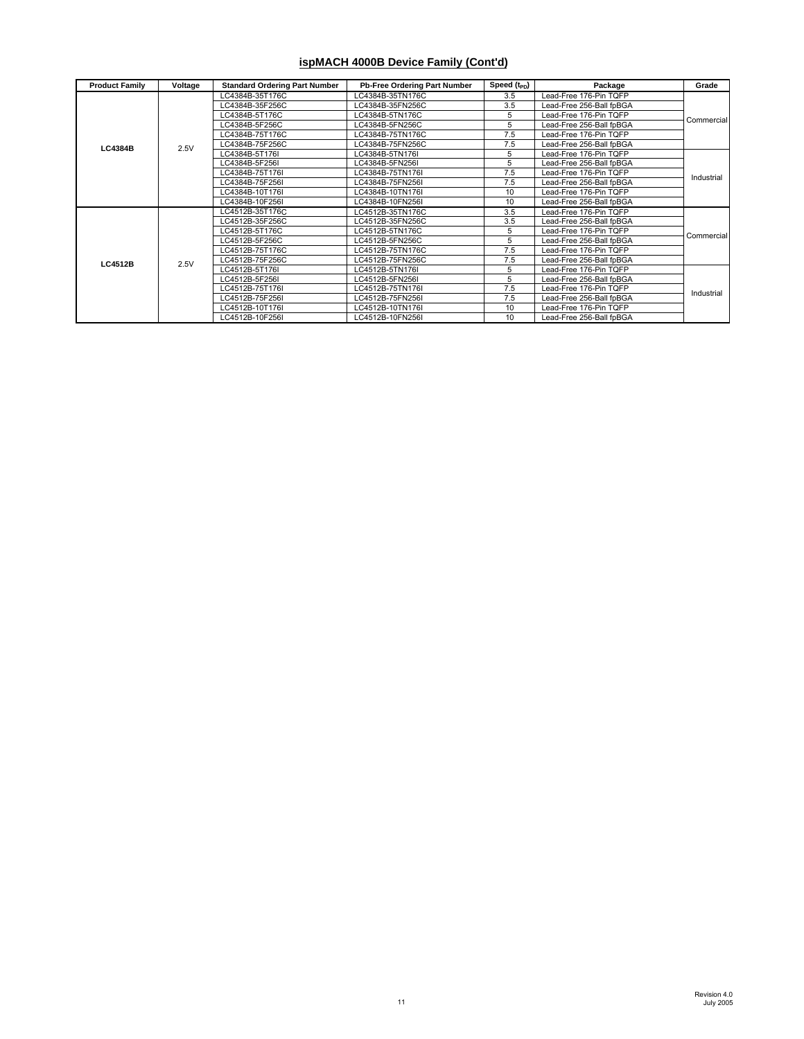## ispMACH 4000B Device Family (Cont'd)

| Product Family | Voltage | Standard Ordering Part Number | Pb-Free Ordering Part Number | Speed ($t_{PD}$) | Package | Grade |
|---|---|---|---|---|---|---|
| LC4384B | 2.5V | LC4384B-35T176C | LC4384B-35TN176C | 3.5 | Lead-Free 176-Pin TQFP | Commercial |
| | | LC4384B-35F256C | LC4384B-35FN256C | 3.5 | Lead-Free 256-Ball fpBGA | |
| | | LC4384B-5T176C | LC4384B-5TN176C | 5 | Lead-Free 176-Pin TQFP | |
| | | LC4384B-5F256C | LC4384B-5FN256C | 5 | Lead-Free 256-Ball fpBGA | |
| | | LC4384B-75T176C | LC4384B-75TN176C | 7.5 | Lead-Free 176-Pin TQFP | |
| | | LC4384B-75F256C | LC4384B-75FN256C | 7.5 | Lead-Free 256-Ball fpBGA | |
| | | LC4384B-5T176I | LC4384B-5TN176I | 5 | Lead-Free 176-Pin TQFP | Industrial |
| | | LC4384B-5F256I | LC4384B-5FN256I | 5 | Lead-Free 256-Ball fpBGA | |
| | | LC4384B-75T176I | LC4384B-75TN176I | 7.5 | Lead-Free 176-Pin TQFP | |
| | | LC4384B-75F256I | LC4384B-75FN256I | 7.5 | Lead-Free 256-Ball fpBGA | |
| | | LC4384B-10T176I | LC4384B-10TN176I | 10 | Lead-Free 176-Pin TQFP | |
| | | LC4384B-10F256I | LC4384B-10FN256I | 10 | Lead-Free 256-Ball fpBGA | |
| LC4512B | 2.5V | LC4512B-35T176C | LC4512B-35TN176C | 3.5 | Lead-Free 176-Pin TQFP | Commercial |
| | | LC4512B-35F256C | LC4512B-35FN256C | 3.5 | Lead-Free 256-Ball fpBGA | |
| | | LC4512B-5T176C | LC4512B-5TN176C | 5 | Lead-Free 176-Pin TQFP | |
| | | LC4512B-5F256C | LC4512B-5FN256C | 5 | Lead-Free 256-Ball fpBGA | |
| | | LC4512B-75T176C | LC4512B-75TN176C | 7.5 | Lead-Free 176-Pin TQFP | |
| | | LC4512B-75F256C | LC4512B-75FN256C | 7.5 | Lead-Free 256-Ball fpBGA | |
| | | LC4512B-5T176I | LC4512B-5TN176I | 5 | Lead-Free 176-Pin TQFP | Industrial |
| | | LC4512B-5F256I | LC4512B-5FN256I | 5 | Lead-Free 256-Ball fpBGA | |
| | | LC4512B-75T176I | LC4512B-75TN176I | 7.5 | Lead-Free 176-Pin TQFP | |
| | | LC4512B-75F256I | LC4512B-75FN256I | 7.5 | Lead-Free 256-Ball fpBGA | |
| | | LC4512B-10T176I | LC4512B-10TN176I | 10 | Lead-Free 176-Pin TQFP | |
| | | LC4512B-10F256I | LC4512B-10FN256I | 10 | Lead-Free 256-Ball fpBGA | |

Revision 4.0
July 2005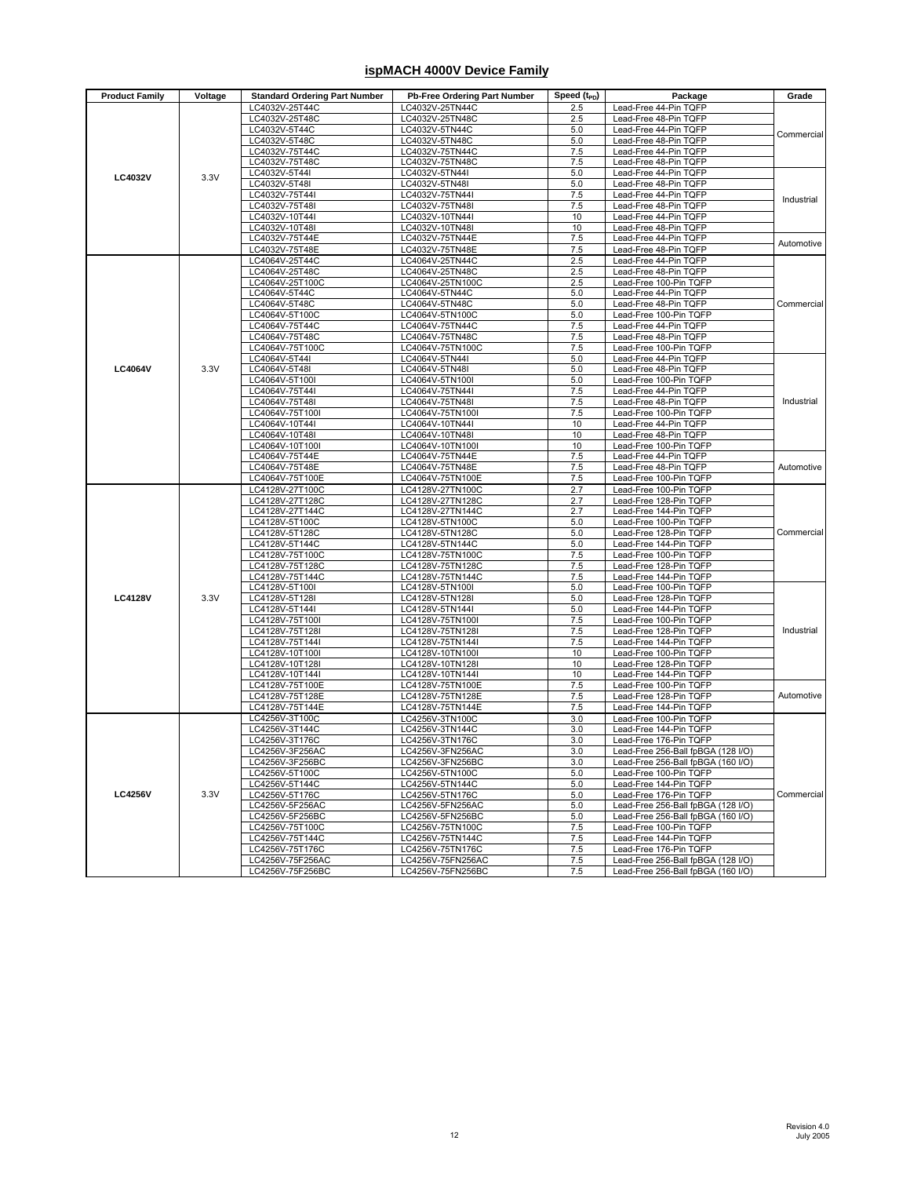## ispMACH 4000V Device Family

| Product Family | Voltage | Standard Ordering Part Number | Pb-Free Ordering Part Number | Speed ($t_{PD}$) | Package | Grade |
|---|---|---|---|---|---|---|
| LC4032V | 3.3V | LC4032V-25T44C | LC4032V-25TN44C | 2.5 | Lead-Free 44-Pin TQFP | Commercial |
| | | LC4032V-25T48C | LC4032V-25TN48C | 2.5 | Lead-Free 48-Pin TQFP | |
| | | LC4032V-5T44C | LC4032V-5TN44C | 5.0 | Lead-Free 44-Pin TQFP | |
| | | LC4032V-5T48C | LC4032V-5TN48C | 5.0 | Lead-Free 48-Pin TQFP | |
| | | LC4032V-75T44C | LC4032V-75TN44C | 7.5 | Lead-Free 44-Pin TQFP | |
| | | LC4032V-75T48C | LC4032V-75TN48C | 7.5 | Lead-Free 48-Pin TQFP | |
| | | LC4032V-5T44I | LC4032V-5TN44I | 5.0 | Lead-Free 44-Pin TQFP | Industrial |
| | | LC4032V-5T48I | LC4032V-5TN48I | 5.0 | Lead-Free 48-Pin TQFP | |
| | | LC4032V-75T44I | LC4032V-75TN44I | 7.5 | Lead-Free 44-Pin TQFP | |
| | | LC4032V-75T48I | LC4032V-75TN48I | 7.5 | Lead-Free 48-Pin TQFP | |
| | | LC4032V-10T44I | LC4032V-10TN44I | 10 | Lead-Free 44-Pin TQFP | |
| | | LC4032V-10T48I | LC4032V-10TN48I | 10 | Lead-Free 48-Pin TQFP | |
| | | LC4032V-75T44E | LC4032V-75TN44E | 7.5 | Lead-Free 44-Pin TQFP | Automotive |
| | | LC4032V-75T48E | LC4032V-75TN48E | 7.5 | Lead-Free 48-Pin TQFP | |
| LC4064V | 3.3V | LC4064V-25T44C | LC4064V-25TN44C | 2.5 | Lead-Free 44-Pin TQFP | Commercial |
| | | LC4064V-25T48C | LC4064V-25TN48C | 2.5 | Lead-Free 48-Pin TQFP | |
| | | LC4064V-25T100C | LC4064V-25TN100C | 2.5 | Lead-Free 100-Pin TQFP | |
| | | LC4064V-5T44C | LC4064V-5TN44C | 5.0 | Lead-Free 44-Pin TQFP | |
| | | LC4064V-5T48C | LC4064V-5TN48C | 5.0 | Lead-Free 48-Pin TQFP | |
| | | LC4064V-5T100C | LC4064V-5TN100C | 5.0 | Lead-Free 100-Pin TQFP | |
| | | LC4064V-75T44C | LC4064V-75TN44C | 7.5 | Lead-Free 44-Pin TQFP | |
| | | LC4064V-75T48C | LC4064V-75TN48C | 7.5 | Lead-Free 48-Pin TQFP | |
| | | LC4064V-75T100C | LC4064V-75TN100C | 7.5 | Lead-Free 100-Pin TQFP | |
| | | LC4064V-5T44I | LC4064V-5TN44I | 5.0 | Lead-Free 44-Pin TQFP | Industrial |
| | | LC4064V-5T48I | LC4064V-5TN48I | 5.0 | Lead-Free 48-Pin TQFP | |
| | | LC4064V-5T100I | LC4064V-5TN100I | 5.0 | Lead-Free 100-Pin TQFP | |
| | | LC4064V-75T44I | LC4064V-75TN44I | 7.5 | Lead-Free 44-Pin TQFP | |
| | | LC4064V-75T48I | LC4064V-75TN48I | 7.5 | Lead-Free 48-Pin TQFP | |
| | | LC4064V-75T100I | LC4064V-75TN100I | 7.5 | Lead-Free 100-Pin TQFP | |
| | | LC4064V-10T44I | LC4064V-10TN44I | 10 | Lead-Free 44-Pin TQFP | |
| | | LC4064V-10T48I | LC4064V-10TN48I | 10 | Lead-Free 48-Pin TQFP | |
| | | LC4064V-10T100I | LC4064V-10TN100I | 10 | Lead-Free 100-Pin TQFP | |
| | | LC4064V-75T44E | LC4064V-75TN44E | 7.5 | Lead-Free 44-Pin TQFP | Automotive |
| | | LC4064V-75T48E | LC4064V-75TN48E | 7.5 | Lead-Free 48-Pin TQFP | |
| | | LC4064V-75T100E | LC4064V-75TN100E | 7.5 | Lead-Free 100-Pin TQFP | |
| LC4128V | 3.3V | LC4128V-27T100C | LC4128V-27TN100C | 2.7 | Lead-Free 100-Pin TQFP | Commercial |
| | | LC4128V-27T128C | LC4128V-27TN128C | 2.7 | Lead-Free 128-Pin TQFP | |
| | | LC4128V-27T144C | LC4128V-27TN144C | 2.7 | Lead-Free 144-Pin TQFP | |
| | | LC4128V-5T100C | LC4128V-5TN100C | 5.0 | Lead-Free 100-Pin TQFP | |
| | | LC4128V-5T128C | LC4128V-5TN128C | 5.0 | Lead-Free 128-Pin TQFP | |
| | | LC4128V-5T144C | LC4128V-5TN144C | 5.0 | Lead-Free 144-Pin TQFP | |
| | | LC4128V-75T100C | LC4128V-75TN100C | 7.5 | Lead-Free 100-Pin TQFP | |
| | | LC4128V-75T128C | LC4128V-75TN128C | 7.5 | Lead-Free 128-Pin TQFP | |
| | | LC4128V-75T144C | LC4128V-75TN144C | 7.5 | Lead-Free 144-Pin TQFP | |
| | | LC4128V-5T100I | LC4128V-5TN100I | 5.0 | Lead-Free 100-Pin TQFP | Industrial |
| | | LC4128V-5T128I | LC4128V-5TN128I | 5.0 | Lead-Free 128-Pin TQFP | |
| | | LC4128V-5T144I | LC4128V-5TN144I | 5.0 | Lead-Free 144-Pin TQFP | |
| | | LC4128V-75T100I | LC4128V-75TN100I | 7.5 | Lead-Free 100-Pin TQFP | |
| | | LC4128V-75T128I | LC4128V-75TN128I | 7.5 | Lead-Free 128-Pin TQFP | |
| | | LC4128V-75T144I | LC4128V-75TN144I | 7.5 | Lead-Free 144-Pin TQFP | |
| | | LC4128V-10T100I | LC4128V-10TN100I | 10 | Lead-Free 100-Pin TQFP | |
| | | LC4128V-10T128I | LC4128V-10TN128I | 10 | Lead-Free 128-Pin TQFP | |
| | | LC4128V-10T144I | LC4128V-10TN144I | 10 | Lead-Free 144-Pin TQFP | |
| | | LC4128V-75T100E | LC4128V-75TN100E | 7.5 | Lead-Free 100-Pin TQFP | Automotive |
| | | LC4128V-75T128E | LC4128V-75TN128E | 7.5 | Lead-Free 128-Pin TQFP | |
| | | LC4128V-75T144E | LC4128V-75TN144E | 7.5 | Lead-Free 144-Pin TQFP | |
| LC4256V | 3.3V | LC4256V-3T100C | LC4256V-3TN100C | 3.0 | Lead-Free 100-Pin TQFP | Commercial |
| | | LC4256V-3T144C | LC4256V-3TN144C | 3.0 | Lead-Free 144-Pin TQFP | |
| | | LC4256V-3T176C | LC4256V-3TN176C | 3.0 | Lead-Free 176-Pin TQFP | |
| | | LC4256V-3F256AC | LC4256V-3FN256AC | 3.0 | Lead-Free 256-Ball fpBGA (128 I/O) | |
| | | LC4256V-3F256BC | LC4256V-3FN256BC | 3.0 | Lead-Free 256-Ball fpBGA (160 I/O) | |
| | | LC4256V-5T100C | LC4256V-5TN100C | 5.0 | Lead-Free 100-Pin TQFP | |
| | | LC4256V-5T144C | LC4256V-5TN144C | 5.0 | Lead-Free 144-Pin TQFP | |
| | | LC4256V-5T176C | LC4256V-5TN176C | 5.0 | Lead-Free 176-Pin TQFP | |
| | | LC4256V-5F256AC | LC4256V-5FN256AC | 5.0 | Lead-Free 256-Ball fpBGA (128 I/O) | |
| | | LC4256V-5F256BC | LC4256V-5FN256BC | 5.0 | Lead-Free 256-Ball fpBGA (160 I/O) | |
| | | LC4256V-75T100C | LC4256V-75TN100C | 7.5 | Lead-Free 100-Pin TQFP | |
| | | LC4256V-75T144C | LC4256V-75TN144C | 7.5 | Lead-Free 144-Pin TQFP | |
| | | LC4256V-75T176C | LC4256V-75TN176C | 7.5 | Lead-Free 176-Pin TQFP | |
| | | LC4256V-75F256AC | LC4256V-75FN256AC | 7.5 | Lead-Free 256-Ball fpBGA (128 I/O) | |
| | | LC4256V-75F256BC | LC4256V-75FN256BC | 7.5 | Lead-Free 256-Ball fpBGA (160 I/O) | |

Revision 4.0
July 2005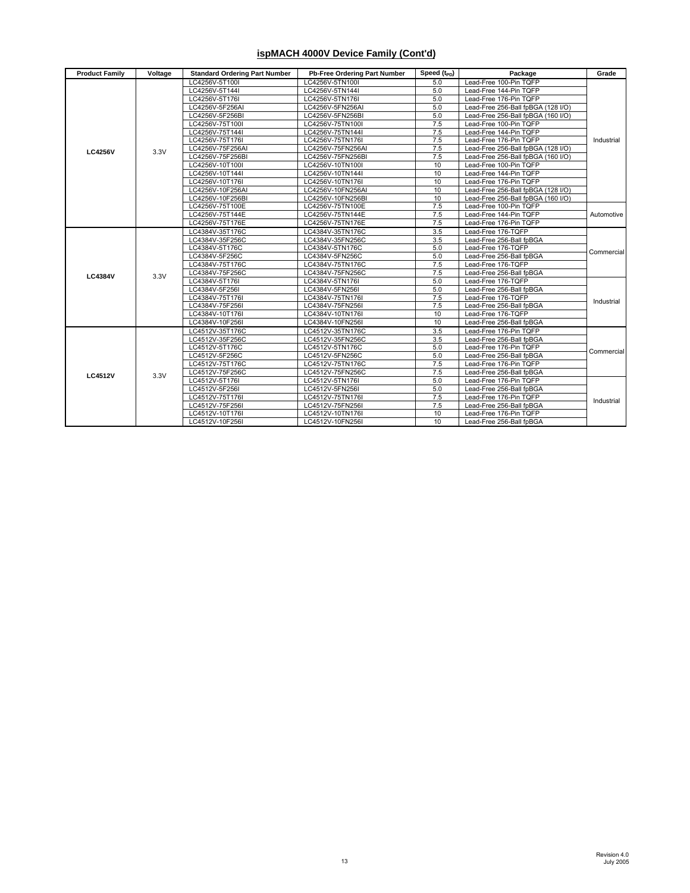## ispMACH 4000V Device Family (Cont'd)

| Product Family | Voltage | Standard Ordering Part Number | Pb-Free Ordering Part Number | Speed ($t_{PD}$) | Package | Grade |
|---|---|---|---|---|---|---|
| LC4256V | 3.3V | LC4256V-5T100I | LC4256V-5TN100I | 5.0 | Lead-Free 100-Pin TQFP | Industrial |
| | | LC4256V-5T144I | LC4256V-5TN144I | 5.0 | Lead-Free 144-Pin TQFP | |
| | | LC4256V-5T176I | LC4256V-5TN176I | 5.0 | Lead-Free 176-Pin TQFP | |
| | | LC4256V-5F256AI | LC4256V-5FN256AI | 5.0 | Lead-Free 256-Ball fpBGA (128 I/O) | |
| | | LC4256V-5F256BI | LC4256V-5FN256BI | 5.0 | Lead-Free 256-Ball fpBGA (160 I/O) | |
| | | LC4256V-75T100I | LC4256V-75TN100I | 7.5 | Lead-Free 100-Pin TQFP | |
| | | LC4256V-75T144I | LC4256V-75TN144I | 7.5 | Lead-Free 144-Pin TQFP | |
| | | LC4256V-75T176I | LC4256V-75TN176I | 7.5 | Lead-Free 176-Pin TQFP | |
| | | LC4256V-75F256AI | LC4256V-75FN256AI | 7.5 | Lead-Free 256-Ball fpBGA (128 I/O) | |
| | | LC4256V-75F256BI | LC4256V-75FN256BI | 7.5 | Lead-Free 256-Ball fpBGA (160 I/O) | |
| | | LC4256V-10T100I | LC4256V-10TN100I | 10 | Lead-Free 100-Pin TQFP | |
| | | LC4256V-10T144I | LC4256V-10TN144I | 10 | Lead-Free 144-Pin TQFP | |
| | | LC4256V-10T176I | LC4256V-10TN176I | 10 | Lead-Free 176-Pin TQFP | |
| | | LC4256V-10F256AI | LC4256V-10FN256AI | 10 | Lead-Free 256-Ball fpBGA (128 I/O) | |
| | | LC4256V-10F256BI | LC4256V-10FN256BI | 10 | Lead-Free 256-Ball fpBGA (160 I/O) | |
| | | LC4256V-75T100E | LC4256V-75TN100E | 7.5 | Lead-Free 100-Pin TQFP | Automotive |
| | | LC4256V-75T144E | LC4256V-75TN144E | 7.5 | Lead-Free 144-Pin TQFP | |
| | | LC4256V-75T176E | LC4256V-75TN176E | 7.5 | Lead-Free 176-Pin TQFP | |
| LC4384V | 3.3V | LC4384V-35T176C | LC4384V-35TN176C | 3.5 | Lead-Free 176-TQFP | Commercial |
| | | LC4384V-35F256C | LC4384V-35FN256C | 3.5 | Lead-Free 256-Ball fpBGA | |
| | | LC4384V-5T176C | LC4384V-5TN176C | 5.0 | Lead-Free 176-TQFP | |
| | | LC4384V-5F256C | LC4384V-5FN256C | 5.0 | Lead-Free 256-Ball fpBGA | |
| | | LC4384V-75T176C | LC4384V-75TN176C | 7.5 | Lead-Free 176-TQFP | |
| | | LC4384V-75F256C | LC4384V-75FN256C | 7.5 | Lead-Free 256-Ball fpBGA | |
| | | LC4384V-5T176I | LC4384V-5TN176I | 5.0 | Lead-Free 176-TQFP | Industrial |
| | | LC4384V-5F256I | LC4384V-5FN256I | 5.0 | Lead-Free 256-Ball fpBGA | |
| | | LC4384V-75T176I | LC4384V-75TN176I | 7.5 | Lead-Free 176-TQFP | |
| | | LC4384V-75F256I | LC4384V-75FN256I | 7.5 | Lead-Free 256-Ball fpBGA | |
| | | LC4384V-10T176I | LC4384V-10TN176I | 10 | Lead-Free 176-TQFP | |
| | | LC4384V-10F256I | LC4384V-10FN256I | 10 | Lead-Free 256-Ball fpBGA | |
| LC4512V | 3.3V | LC4512V-35T176C | LC4512V-35TN176C | 3.5 | Lead-Free 176-Pin TQFP | Commercial |
| | | LC4512V-35F256C | LC4512V-35FN256C | 3.5 | Lead-Free 256-Ball fpBGA | |
| | | LC4512V-5T176C | LC4512V-5TN176C | 5.0 | Lead-Free 176-Pin TQFP | |
| | | LC4512V-5F256C | LC4512V-5FN256C | 5.0 | Lead-Free 256-Ball fpBGA | |
| | | LC4512V-75T176C | LC4512V-75TN176C | 7.5 | Lead-Free 176-Pin TQFP | |
| | | LC4512V-75F256C | LC4512V-75FN256C | 7.5 | Lead-Free 256-Ball fpBGA | |
| | | LC4512V-5T176I | LC4512V-5TN176I | 5.0 | Lead-Free 176-Pin TQFP | Industrial |
| | | LC4512V-5F256I | LC4512V-5FN256I | 5.0 | Lead-Free 256-Ball fpBGA | |
| | | LC4512V-75T176I | LC4512V-75TN176I | 7.5 | Lead-Free 176-Pin TQFP | |
| | | LC4512V-75F256I | LC4512V-75FN256I | 7.5 | Lead-Free 256-Ball fpBGA | |
| | | LC4512V-10T176I | LC4512V-10TN176I | 10 | Lead-Free 176-Pin TQFP | |
| | | LC4512V-10F256I | LC4512V-10FN256I | 10 | Lead-Free 256-Ball fpBGA | |

Revision 4.0
July 2005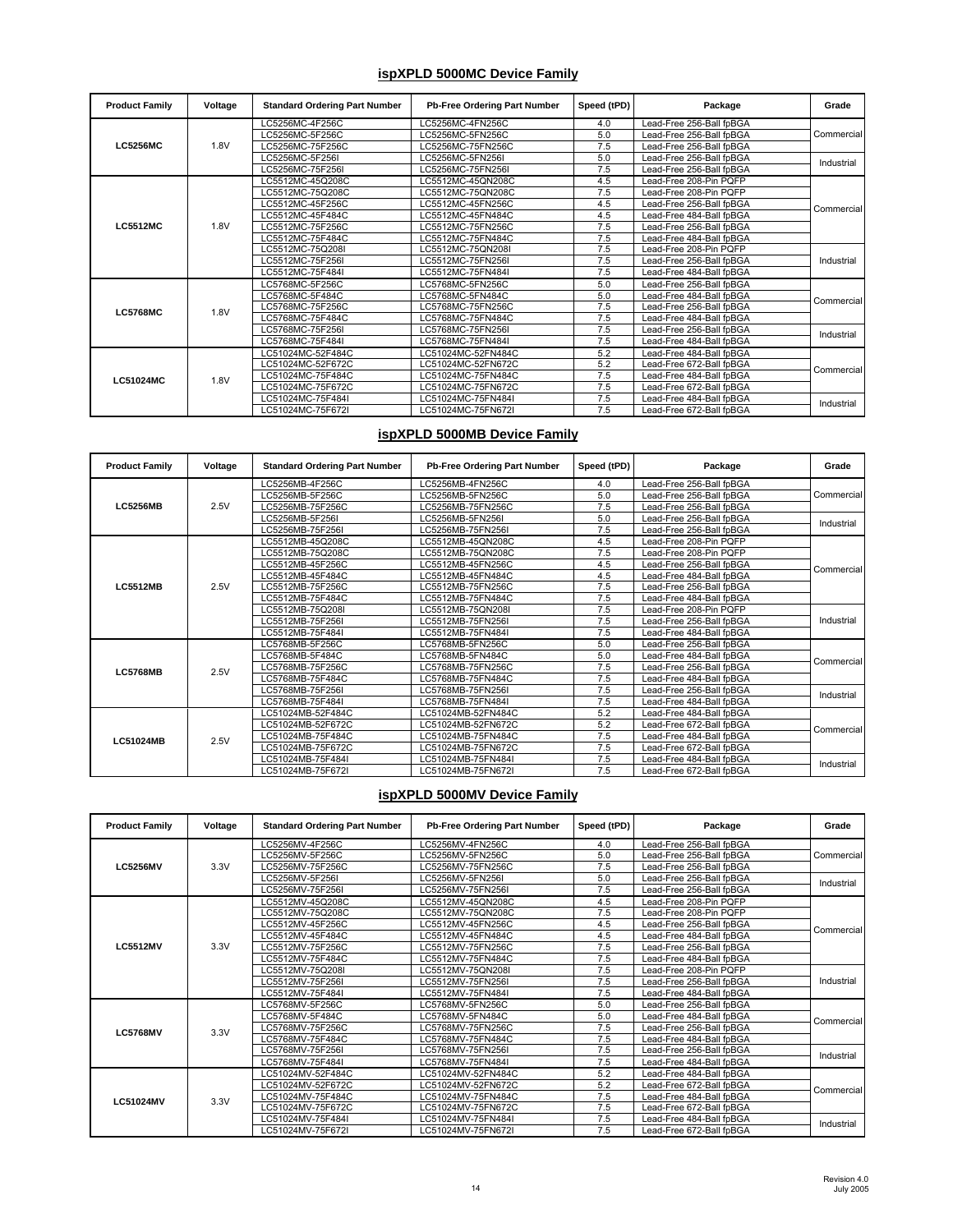## ispXPLD 5000MC Device Family

| Product Family | Voltage | Standard Ordering Part Number | Pb-Free Ordering Part Number | Speed (tPD) | Package | Grade |
|---|---|---|---|---|---|---|
| LC5256MC | 1.8V | LC5256MC-4F256C | LC5256MC-4FN256C | 4.0 | Lead-Free 256-Ball fpBGA | Commercial |
| | | LC5256MC-5F256C | LC5256MC-5FN256C | 5.0 | Lead-Free 256-Ball fpBGA | |
| | | LC5256MC-75F256C | LC5256MC-75FN256C | 7.5 | Lead-Free 256-Ball fpBGA | |
| | | LC5256MC-5F256I | LC5256MC-5FN256I | 5.0 | Lead-Free 256-Ball fpBGA | Industrial |
| | | LC5256MC-75F256I | LC5256MC-75FN256I | 7.5 | Lead-Free 256-Ball fpBGA | |
| LC5512MC | 1.8V | LC5512MC-45Q208C | LC5512MC-45QN208C | 4.5 | Lead-Free 208-Pin PQFP | Commercial |
| | | LC5512MC-75Q208C | LC5512MC-75QN208C | 7.5 | Lead-Free 208-Pin PQFP | |
| | | LC5512MC-45F256C | LC5512MC-45FN256C | 4.5 | Lead-Free 256-Ball fpBGA | |
| | | LC5512MC-45F484C | LC5512MC-45FN484C | 4.5 | Lead-Free 484-Ball fpBGA | |
| | | LC5512MC-75F256C | LC5512MC-75FN256C | 7.5 | Lead-Free 256-Ball fpBGA | |
| | | LC5512MC-75F484C | LC5512MC-75FN484C | 7.5 | Lead-Free 484-Ball fpBGA | |
| | | LC5512MC-75Q208I | LC5512MC-75QN208I | 7.5 | Lead-Free 208-Pin PQFP | Industrial |
| | | LC5512MC-75F256I | LC5512MC-75FN256I | 7.5 | Lead-Free 256-Ball fpBGA | |
| | | LC5512MC-75F484I | LC5512MC-75FN484I | 7.5 | Lead-Free 484-Ball fpBGA | |
| LC5768MC | 1.8V | LC5768MC-5F256C | LC5768MC-5FN256C | 5.0 | Lead-Free 256-Ball fpBGA | Commercial |
| | | LC5768MC-5F484C | LC5768MC-5FN484C | 5.0 | Lead-Free 484-Ball fpBGA | |
| | | LC5768MC-75F256C | LC5768MC-75FN256C | 7.5 | Lead-Free 256-Ball fpBGA | |
| | | LC5768MC-75F484C | LC5768MC-75FN484C | 7.5 | Lead-Free 484-Ball fpBGA | |
| | | LC5768MC-75F256I | LC5768MC-75FN256I | 7.5 | Lead-Free 256-Ball fpBGA | Industrial |
| | | LC5768MC-75F484I | LC5768MC-75FN484I | 7.5 | Lead-Free 484-Ball fpBGA | |
| LC51024MC | 1.8V | LC51024MC-52F484C | LC51024MC-52FN484C | 5.2 | Lead-Free 484-Ball fpBGA | Commercial |
| | | LC51024MC-52F672C | LC51024MC-52FN672C | 5.2 | Lead-Free 672-Ball fpBGA | |
| | | LC51024MC-75F484C | LC51024MC-75FN484C | 7.5 | Lead-Free 484-Ball fpBGA | |
| | | LC51024MC-75F672C | LC51024MC-75FN672C | 7.5 | Lead-Free 672-Ball fpBGA | |
| | | LC51024MC-75F484I | LC51024MC-75FN484I | 7.5 | Lead-Free 484-Ball fpBGA | Industrial |
| | | LC51024MC-75F672I | LC51024MC-75FN672I | 7.5 | Lead-Free 672-Ball fpBGA | |

## ispXPLD 5000MB Device Family

| Product Family | Voltage | Standard Ordering Part Number | Pb-Free Ordering Part Number | Speed (tPD) | Package | Grade |
|---|---|---|---|---|---|---|
| LC5256MB | 2.5V | LC5256MB-4F256C | LC5256MB-4FN256C | 4.0 | Lead-Free 256-Ball fpBGA | Commercial |
| | | LC5256MB-5F256C | LC5256MB-5FN256C | 5.0 | Lead-Free 256-Ball fpBGA | |
| | | LC5256MB-75F256C | LC5256MB-75FN256C | 7.5 | Lead-Free 256-Ball fpBGA | |
| | | LC5256MB-5F256I | LC5256MB-5FN256I | 5.0 | Lead-Free 256-Ball fpBGA | Industrial |
| | | LC5256MB-75F256I | LC5256MB-75FN256I | 7.5 | Lead-Free 256-Ball fpBGA | |
| LC5512MB | 2.5V | LC5512MB-45Q208C | LC5512MB-45QN208C | 4.5 | Lead-Free 208-Pin PQFP | Commercial |
| | | LC5512MB-75Q208C | LC5512MB-75QN208C | 7.5 | Lead-Free 208-Pin PQFP | |
| | | LC5512MB-45F256C | LC5512MB-45FN256C | 4.5 | Lead-Free 256-Ball fpBGA | |
| | | LC5512MB-45F484C | LC5512MB-45FN484C | 4.5 | Lead-Free 484-Ball fpBGA | |
| | | LC5512MB-75F256C | LC5512MB-75FN256C | 7.5 | Lead-Free 256-Ball fpBGA | |
| | | LC5512MB-75F484C | LC5512MB-75FN484C | 7.5 | Lead-Free 484-Ball fpBGA | |
| | | LC5512MB-75Q208I | LC5512MB-75QN208I | 7.5 | Lead-Free 208-Pin PQFP | Industrial |
| | | LC5512MB-75F256I | LC5512MB-75FN256I | 7.5 | Lead-Free 256-Ball fpBGA | |
| | | LC5512MB-75F484I | LC5512MB-75FN484I | 7.5 | Lead-Free 484-Ball fpBGA | |
| LC5768MB | 2.5V | LC5768MB-5F256C | LC5768MB-5FN256C | 5.0 | Lead-Free 256-Ball fpBGA | Commercial |
| | | LC5768MB-5F484C | LC5768MB-5FN484C | 5.0 | Lead-Free 484-Ball fpBGA | |
| | | LC5768MB-75F256C | LC5768MB-75FN256C | 7.5 | Lead-Free 256-Ball fpBGA | |
| | | LC5768MB-75F484C | LC5768MB-75FN484C | 7.5 | Lead-Free 484-Ball fpBGA | |
| | | LC5768MB-75F256I | LC5768MB-75FN256I | 7.5 | Lead-Free 256-Ball fpBGA | Industrial |
| | | LC5768MB-75F484I | LC5768MB-75FN484I | 7.5 | Lead-Free 484-Ball fpBGA | |
| LC51024MB | 2.5V | LC51024MB-52F484C | LC51024MB-52FN484C | 5.2 | Lead-Free 484-Ball fpBGA | Commercial |
| | | LC51024MB-52F672C | LC51024MB-52FN672C | 5.2 | Lead-Free 672-Ball fpBGA | |
| | | LC51024MB-75F484C | LC51024MB-75FN484C | 7.5 | Lead-Free 484-Ball fpBGA | |
| | | LC51024MB-75F672C | LC51024MB-75FN672C | 7.5 | Lead-Free 672-Ball fpBGA | |
| | | LC51024MB-75F484I | LC51024MB-75FN484I | 7.5 | Lead-Free 484-Ball fpBGA | Industrial |
| | | LC51024MB-75F672I | LC51024MB-75FN672I | 7.5 | Lead-Free 672-Ball fpBGA | |

## ispXPLD 5000MV Device Family

| Product Family | Voltage | Standard Ordering Part Number | Pb-Free Ordering Part Number | Speed (tPD) | Package | Grade |
|---|---|---|---|---|---|---|
| LC5256MV | 3.3V | LC5256MV-4F256C | LC5256MV-4FN256C | 4.0 | Lead-Free 256-Ball fpBGA | Commercial |
| | | LC5256MV-5F256C | LC5256MV-5FN256C | 5.0 | Lead-Free 256-Ball fpBGA | |
| | | LC5256MV-75F256C | LC5256MV-75FN256C | 7.5 | Lead-Free 256-Ball fpBGA | |
| | | LC5256MV-5F256I | LC5256MV-5FN256I | 5.0 | Lead-Free 256-Ball fpBGA | Industrial |
| | | LC5256MV-75F256I | LC5256MV-75FN256I | 7.5 | Lead-Free 256-Ball fpBGA | |
| LC5512MV | 3.3V | LC5512MV-45Q208C | LC5512MV-45QN208C | 4.5 | Lead-Free 208-Pin PQFP | Commercial |
| | | LC5512MV-75Q208C | LC5512MV-75QN208C | 7.5 | Lead-Free 208-Pin PQFP | |
| | | LC5512MV-45F256C | LC5512MV-45FN256C | 4.5 | Lead-Free 256-Ball fpBGA | |
| | | LC5512MV-45F484C | LC5512MV-45FN484C | 4.5 | Lead-Free 484-Ball fpBGA | |
| | | LC5512MV-75F256C | LC5512MV-75FN256C | 7.5 | Lead-Free 256-Ball fpBGA | |
| | | LC5512MV-75F484C | LC5512MV-75FN484C | 7.5 | Lead-Free 484-Ball fpBGA | |
| | | LC5512MV-75Q208I | LC5512MV-75QN208I | 7.5 | Lead-Free 208-Pin PQFP | Industrial |
| | | LC5512MV-75F256I | LC5512MV-75FN256I | 7.5 | Lead-Free 256-Ball fpBGA | |
| | | LC5512MV-75F484I | LC5512MV-75FN484I | 7.5 | Lead-Free 484-Ball fpBGA | |
| LC5768MV | 3.3V | LC5768MV-5F256C | LC5768MV-5FN256C | 5.0 | Lead-Free 256-Ball fpBGA | Commercial |
| | | LC5768MV-5F484C | LC5768MV-5FN484C | 5.0 | Lead-Free 484-Ball fpBGA | |
| | | LC5768MV-75F256C | LC5768MV-75FN256C | 7.5 | Lead-Free 256-Ball fpBGA | |
| | | LC5768MV-75F484C | LC5768MV-75FN484C | 7.5 | Lead-Free 484-Ball fpBGA | |
| | | LC5768MV-75F256I | LC5768MV-75FN256I | 7.5 | Lead-Free 256-Ball fpBGA | Industrial |
| | | LC5768MV-75F484I | LC5768MV-75FN484I | 7.5 | Lead-Free 484-Ball fpBGA | |
| LC51024MV | 3.3V | LC51024MV-52F484C | LC51024MV-52FN484C | 5.2 | Lead-Free 484-Ball fpBGA | Commercial |
| | | LC51024MV-52F672C | LC51024MV-52FN672C | 5.2 | Lead-Free 672-Ball fpBGA | |
| | | LC51024MV-75F484C | LC51024MV-75FN484C | 7.5 | Lead-Free 484-Ball fpBGA | |
| | | LC51024MV-75F672C | LC51024MV-75FN672C | 7.5 | Lead-Free 672-Ball fpBGA | |
| | | LC51024MV-75F484I | LC51024MV-75FN484I | 7.5 | Lead-Free 484-Ball fpBGA | Industrial |
| | | LC51024MV-75F672I | LC51024MV-75FN672I | 7.5 | Lead-Free 672-Ball fpBGA | |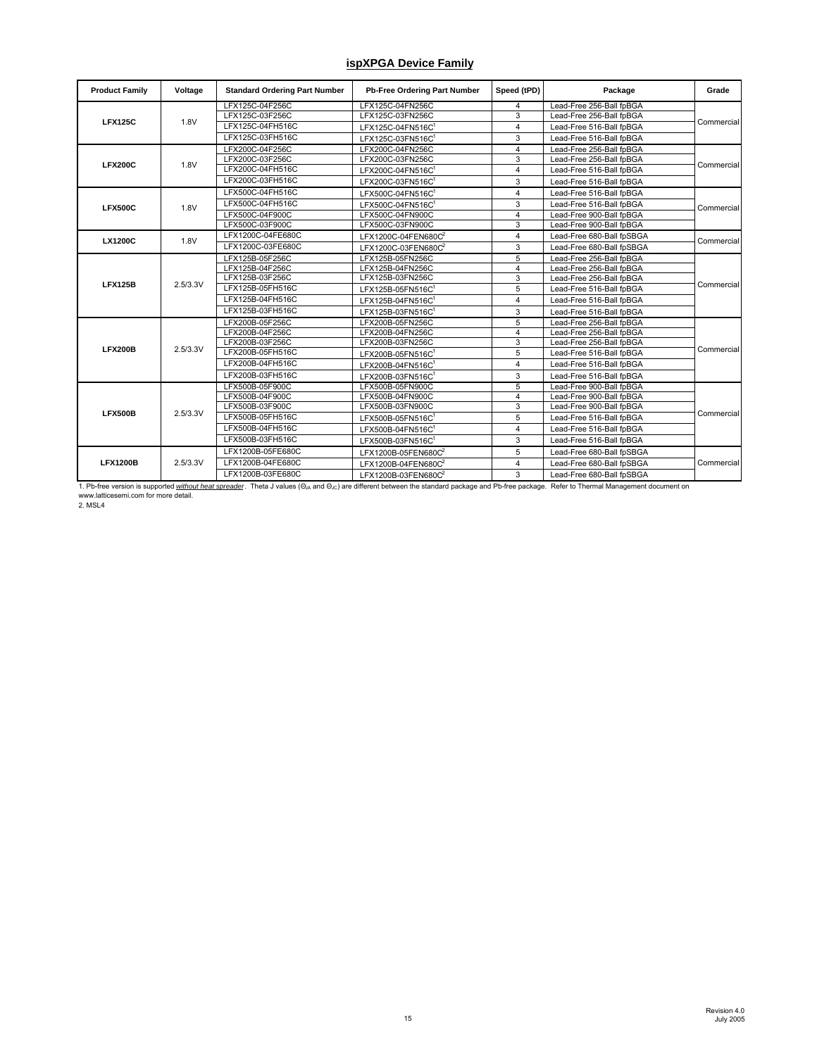## ispXPGA Device Family

| Product Family | Voltage | Standard Ordering Part Number | Pb-Free Ordering Part Number | Speed (tPD) | Package | Grade |
|---|---|---|---|---|---|---|
| LFX125C | 1.8V | LFX125C-04F256C | LFX125C-04FN256C | 4 | Lead-Free 256-Ball fpBGA | Commercial |
| | | LFX125C-03F256C | LFX125C-03FN256C | 3 | Lead-Free 256-Ball fpBGA | |
| | | LFX125C-04FH516C | LFX125C-04FN516C[1] | 4 | Lead-Free 516-Ball fpBGA | |
| | | LFX125C-03FH516C | LFX125C-03FN516C[1] | 3 | Lead-Free 516-Ball fpBGA | |
| LFX200C | 1.8V | LFX200C-04F256C | LFX200C-04FN256C | 4 | Lead-Free 256-Ball fpBGA | Commercial |
| | | LFX200C-03F256C | LFX200C-03FN256C | 3 | Lead-Free 256-Ball fpBGA | |
| | | LFX200C-04FH516C | LFX200C-04FN516C[1] | 4 | Lead-Free 516-Ball fpBGA | |
| | | LFX200C-03FH516C | LFX200C-03FN516C[1] | 3 | Lead-Free 516-Ball fpBGA | |
| LFX500C | 1.8V | LFX500C-04FH516C | LFX500C-04FN516C[1] | 4 | Lead-Free 516-Ball fpBGA | Commercial |
| | | LFX500C-04FH516C | LFX500C-04FN516C[1] | 3 | Lead-Free 516-Ball fpBGA | |
| | | LFX500C-04F900C | LFX500C-04FN900C | 4 | Lead-Free 900-Ball fpBGA | |
| | | LFX500C-03F900C | LFX500C-03FN900C | 3 | Lead-Free 900-Ball fpBGA | |
| LX1200C | 1.8V | LFX1200C-04FE680C | LFX1200C-04FEN680C[2] | 4 | Lead-Free 680-Ball fpSBGA | Commercial |
| | | LFX1200C-03FE680C | LFX1200C-03FEN680C[2] | 3 | Lead-Free 680-Ball fpSBGA | |
| LFX125B | 2.5/3.3V | LFX125B-05F256C | LFX125B-05FN256C | 5 | Lead-Free 256-Ball fpBGA | Commercial |
| | | LFX125B-04F256C | LFX125B-04FN256C | 4 | Lead-Free 256-Ball fpBGA | |
| | | LFX125B-03F256C | LFX125B-03FN256C | 3 | Lead-Free 256-Ball fpBGA | |
| | | LFX125B-05FH516C | LFX125B-05FN516C[1] | 5 | Lead-Free 516-Ball fpBGA | |
| | | LFX125B-04FH516C | LFX125B-04FN516C[1] | 4 | Lead-Free 516-Ball fpBGA | |
| | | LFX125B-03FH516C | LFX125B-03FN516C[1] | 3 | Lead-Free 516-Ball fpBGA | |
| LFX200B | 2.5/3.3V | LFX200B-05F256C | LFX200B-05FN256C | 5 | Lead-Free 256-Ball fpBGA | Commercial |
| | | LFX200B-04F256C | LFX200B-04FN256C | 4 | Lead-Free 256-Ball fpBGA | |
| | | LFX200B-03F256C | LFX200B-03FN256C | 3 | Lead-Free 256-Ball fpBGA | |
| | | LFX200B-05FH516C | LFX200B-05FN516C[1] | 5 | Lead-Free 516-Ball fpBGA | |
| | | LFX200B-04FH516C | LFX200B-04FN516C[1] | 4 | Lead-Free 516-Ball fpBGA | |
| | | LFX200B-03FH516C | LFX200B-03FN516C[1] | 3 | Lead-Free 516-Ball fpBGA | |
| LFX500B | 2.5/3.3V | LFX500B-05F900C | LFX500B-05FN900C | 5 | Lead-Free 900-Ball fpBGA | Commercial |
| | | LFX500B-04F900C | LFX500B-04FN900C | 4 | Lead-Free 900-Ball fpBGA | |
| | | LFX500B-03F900C | LFX500B-03FN900C | 3 | Lead-Free 900-Ball fpBGA | |
| | | LFX500B-05FH516C | LFX500B-05FN516C[1] | 5 | Lead-Free 516-Ball fpBGA | |
| | | LFX500B-04FH516C | LFX500B-04FN516C[1] | 4 | Lead-Free 516-Ball fpBGA | |
| | | LFX500B-03FH516C | LFX500B-03FN516C[1] | 3 | Lead-Free 516-Ball fpBGA | |
| LFX1200B | 2.5/3.3V | LFX1200B-05FE680C | LFX1200B-05FEN680C[2] | 5 | Lead-Free 680-Ball fpSBGA | Commercial |
| | | LFX1200B-04FE680C | LFX1200B-04FEN680C[2] | 4 | Lead-Free 680-Ball fpSBGA | |
| | | LFX1200B-03FE680C | LFX1200B-03FEN680C[2] | 3 | Lead-Free 680-Ball fpSBGA | |

1. Pb-free version is supported *without heat spreader*. Theta J values ($\Theta_{JA}$ and $\Theta_{JC}$) are different between the standard package and Pb-free package. Refer to Thermal Management document on www.latticesemi.com for more detail.
2. MSL4

Revision 4.0
July 2005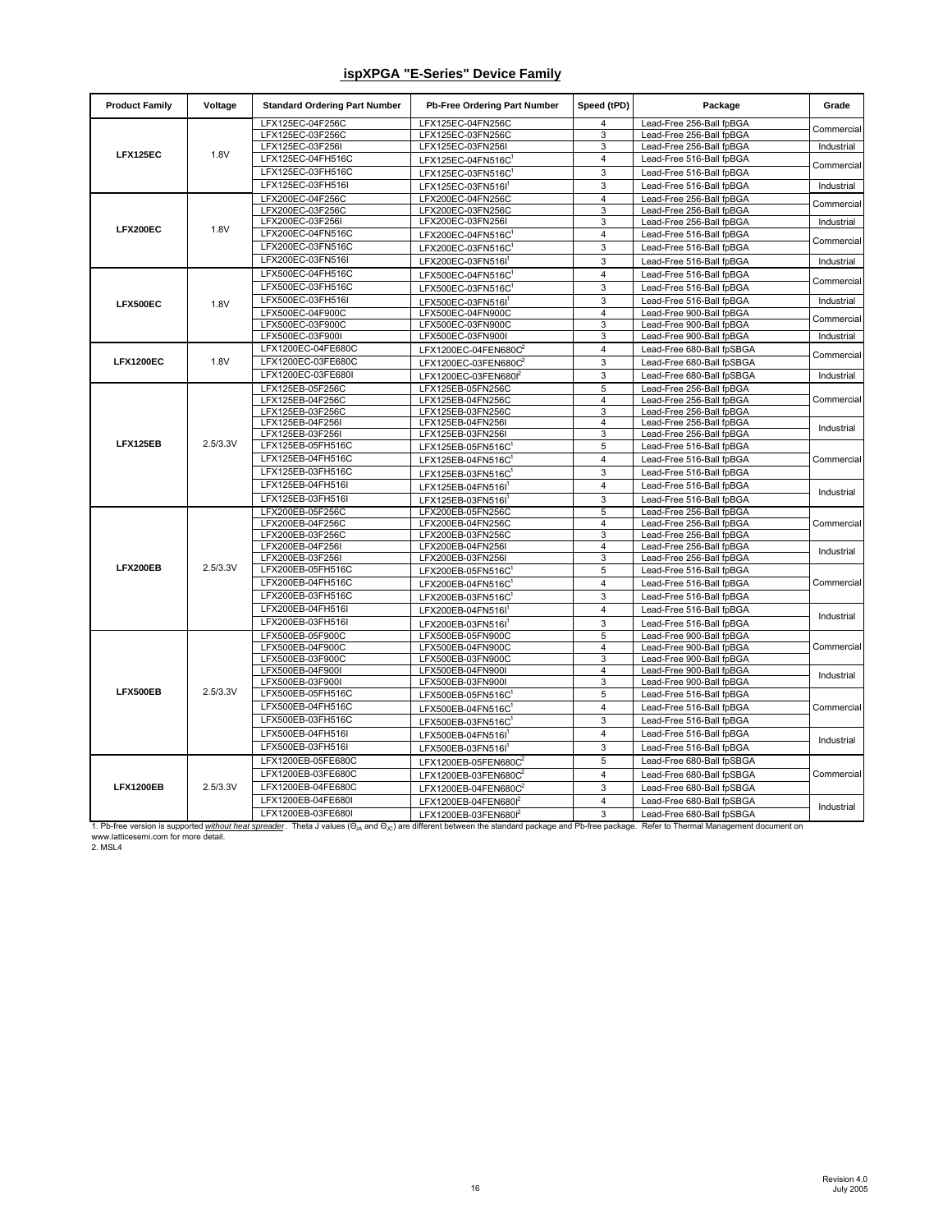## ispXPGA "E-Series" Device Family

| Product Family | Voltage | Standard Ordering Part Number | Pb-Free Ordering Part Number | Speed (tPD) | Package | Grade |
|---|---|---|---|---|---|---|
| LFX125EC | 1.8V | LFX125EC-04F256C | LFX125EC-04FN256C | 4 | Lead-Free 256-Ball fpBGA | Commercial |
| | | LFX125EC-03F256C | LFX125EC-03FN256C | 3 | Lead-Free 256-Ball fpBGA | |
| | | LFX125EC-03F256I | LFX125EC-03FN256I | 3 | Lead-Free 256-Ball fpBGA | Industrial |
| | | LFX125EC-04FH516C | LFX125EC-04FN516C[1] | 4 | Lead-Free 516-Ball fpBGA | Commercial |
| | | LFX125EC-03FH516C | LFX125EC-03FN516C[1] | 3 | Lead-Free 516-Ball fpBGA | |
| | | LFX125EC-03FH516I | LFX125EC-03FN516I[1] | 3 | Lead-Free 516-Ball fpBGA | Industrial |
| LFX200EC | 1.8V | LFX200EC-04F256C | LFX200EC-04FN256C | 4 | Lead-Free 256-Ball fpBGA | Commercial |
| | | LFX200EC-03F256C | LFX200EC-03FN256C | 3 | Lead-Free 256-Ball fpBGA | |
| | | LFX200EC-03F256I | LFX200EC-03FN256I | 3 | Lead-Free 256-Ball fpBGA | Industrial |
| | | LFX200EC-04FN516C | LFX200EC-04FN516C[1] | 4 | Lead-Free 516-Ball fpBGA | Commercial |
| | | LFX200EC-03FN516C | LFX200EC-03FN516C[1] | 3 | Lead-Free 516-Ball fpBGA | |
| | | LFX200EC-03FN516I | LFX200EC-03FN516I[1] | 3 | Lead-Free 516-Ball fpBGA | Industrial |
| LFX500EC | 1.8V | LFX500EC-04FH516C | LFX500EC-04FN516C[1] | 4 | Lead-Free 516-Ball fpBGA | Commercial |
| | | LFX500EC-03FH516C | LFX500EC-03FN516C[1] | 3 | Lead-Free 516-Ball fpBGA | |
| | | LFX500EC-03FH516I | LFX500EC-03FN516I[1] | 3 | Lead-Free 516-Ball fpBGA | Industrial |
| | | LFX500EC-04F900C | LFX500EC-04FN900C | 4 | Lead-Free 900-Ball fpBGA | Commercial |
| | | LFX500EC-03F900C | LFX500EC-03FN900C | 3 | Lead-Free 900-Ball fpBGA | |
| | | LFX500EC-03F900I | LFX500EC-03FN900I | 3 | Lead-Free 900-Ball fpBGA | Industrial |
| LFX1200EC | 1.8V | LFX1200EC-04FE680C | LFX1200EC-04FEN680C[2] | 4 | Lead-Free 680-Ball fpSBGA | Commercial |
| | | LFX1200EC-03FE680C | LFX1200EC-03FEN680C[2] | 3 | Lead-Free 680-Ball fpSBGA | |
| | | LFX1200EC-03FE680I | LFX1200EC-03FEN680I[2] | 3 | Lead-Free 680-Ball fpSBGA | Industrial |
| LFX125EB | 2.5/3.3V | LFX125EB-05F256C | LFX125EB-05FN256C | 5 | Lead-Free 256-Ball fpBGA | Commercial |
| | | LFX125EB-04F256C | LFX125EB-04FN256C | 4 | Lead-Free 256-Ball fpBGA | |
| | | LFX125EB-03F256C | LFX125EB-03FN256C | 3 | Lead-Free 256-Ball fpBGA | |
| | | LFX125EB-04F256I | LFX125EB-04FN256I | 4 | Lead-Free 256-Ball fpBGA | Industrial |
| | | LFX125EB-03F256I | LFX125EB-03FN256I | 3 | Lead-Free 256-Ball fpBGA | |
| | | LFX125EB-05FH516C | LFX125EB-05FN516C[1] | 5 | Lead-Free 516-Ball fpBGA | Commercial |
| | | LFX125EB-04FH516C | LFX125EB-04FN516C[1] | 4 | Lead-Free 516-Ball fpBGA | |
| | | LFX125EB-03FH516C | LFX125EB-03FN516C[1] | 3 | Lead-Free 516-Ball fpBGA | |
| | | LFX125EB-04FH516I | LFX125EB-04FN516I[1] | 4 | Lead-Free 516-Ball fpBGA | Industrial |
| | | LFX125EB-03FH516I | LFX125EB-03FN516I[1] | 3 | Lead-Free 516-Ball fpBGA | |
| LFX200EB | 2.5/3.3V | LFX200EB-05F256C | LFX200EB-05FN256C | 5 | Lead-Free 256-Ball fpBGA | Commercial |
| | | LFX200EB-04F256C | LFX200EB-04FN256C | 4 | Lead-Free 256-Ball fpBGA | |
| | | LFX200EB-03F256C | LFX200EB-03FN256C | 3 | Lead-Free 256-Ball fpBGA | |
| | | LFX200EB-04F256I | LFX200EB-04FN256I | 4 | Lead-Free 256-Ball fpBGA | Industrial |
| | | LFX200EB-03F256I | LFX200EB-03FN256I | 3 | Lead-Free 256-Ball fpBGA | |
| | | LFX200EB-05FH516C | LFX200EB-05FN516C[1] | 5 | Lead-Free 516-Ball fpBGA | Commercial |
| | | LFX200EB-04FH516C | LFX200EB-04FN516C[1] | 4 | Lead-Free 516-Ball fpBGA | |
| | | LFX200EB-03FH516C | LFX200EB-03FN516C[1] | 3 | Lead-Free 516-Ball fpBGA | |
| | | LFX200EB-04FH516I | LFX200EB-04FN516I[1] | 4 | Lead-Free 516-Ball fpBGA | Industrial |
| | | LFX200EB-03FH516I | LFX200EB-03FN516I[1] | 3 | Lead-Free 516-Ball fpBGA | |
| LFX500EB | 2.5/3.3V | LFX500EB-05F900C | LFX500EB-05FN900C | 5 | Lead-Free 900-Ball fpBGA | Commercial |
| | | LFX500EB-04F900C | LFX500EB-04FN900C | 4 | Lead-Free 900-Ball fpBGA | |
| | | LFX500EB-03F900C | LFX500EB-03FN900C | 3 | Lead-Free 900-Ball fpBGA | |
| | | LFX500EB-04F900I | LFX500EB-04FN900I | 4 | Lead-Free 900-Ball fpBGA | Industrial |
| | | LFX500EB-03F900I | LFX500EB-03FN900I | 3 | Lead-Free 900-Ball fpBGA | |
| | | LFX500EB-05FH516C | LFX500EB-05FN516C[1] | 5 | Lead-Free 516-Ball fpBGA | Commercial |
| | | LFX500EB-04FH516C | LFX500EB-04FN516C[1] | 4 | Lead-Free 516-Ball fpBGA | |
| | | LFX500EB-03FH516C | LFX500EB-03FN516C[1] | 3 | Lead-Free 516-Ball fpBGA | |
| | | LFX500EB-04FH516I | LFX500EB-04FN516I[1] | 4 | Lead-Free 516-Ball fpBGA | Industrial |
| | | LFX500EB-03FH516I | LFX500EB-03FN516I[1] | 3 | Lead-Free 516-Ball fpBGA | |
| LFX1200EB | 2.5/3.3V | LFX1200EB-05FE680C | LFX1200EB-05FEN680C[2] | 5 | Lead-Free 680-Ball fpSBGA | Commercial |
| | | LFX1200EB-03FE680C | LFX1200EB-03FEN680C[2] | 4 | Lead-Free 680-Ball fpSBGA | |
| | | LFX1200EB-04FE680C | LFX1200EB-04FEN680C[2] | 3 | Lead-Free 680-Ball fpSBGA | |
| | | LFX1200EB-04FE680I | LFX1200EB-04FEN680I[2] | 4 | Lead-Free 680-Ball fpSBGA | Industrial |
| | | LFX1200EB-03FE680I | LFX1200EB-03FEN680I[2] | 3 | Lead-Free 680-Ball fpSBGA | |

1. Pb-free version is supported *without heat spreader*. Theta J values ($\Theta_{JA}$ and $\Theta_{JC}$) are different between the standard package and Pb-free package. Refer to Thermal Management document on www.latticesemi.com for more detail.
2. MSL4

Revision 4.0
July 2005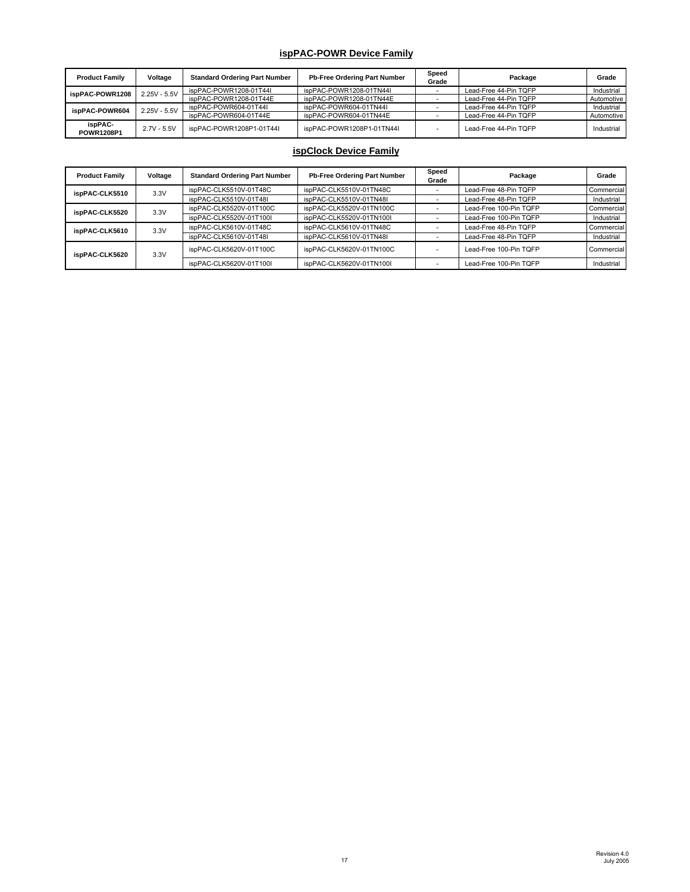## ispPAC-POWR Device Family

| Product Family | Voltage | Standard Ordering Part Number | Pb-Free Ordering Part Number | Speed Grade | Package | Grade |
|---|---|---|---|---|---|---|
| ispPAC-POWR1208 | 2.25V - 5.5V | ispPAC-POWR1208-01T44I | ispPAC-POWR1208-01TN44I | - | Lead-Free 44-Pin TQFP | Industrial |
| | | ispPAC-POWR1208-01T44E | ispPAC-POWR1208-01TN44E | - | Lead-Free 44-Pin TQFP | Automotive |
| ispPAC-POWR604 | 2.25V - 5.5V | ispPAC-POWR604-01T44I | ispPAC-POWR604-01TN44I | - | Lead-Free 44-Pin TQFP | Industrial |
| | | ispPAC-POWR604-01T44E | ispPAC-POWR604-01TN44E | - | Lead-Free 44-Pin TQFP | Automotive |
| ispPAC-POWR1208P1 | 2.7V - 5.5V | ispPAC-POWR1208P1-01T44I | ispPAC-POWR1208P1-01TN44I | - | Lead-Free 44-Pin TQFP | Industrial |

## ispClock Device Family

| Product Family | Voltage | Standard Ordering Part Number | Pb-Free Ordering Part Number | Speed Grade | Package | Grade |
|---|---|---|---|---|---|---|
| ispPAC-CLK5510 | 3.3V | ispPAC-CLK5510V-01T48C | ispPAC-CLK5510V-01TN48C | - | Lead-Free 48-Pin TQFP | Commercial |
| | | ispPAC-CLK5510V-01T48I | ispPAC-CLK5510V-01TN48I | - | Lead-Free 48-Pin TQFP | Industrial |
| ispPAC-CLK5520 | 3.3V | ispPAC-CLK5520V-01T100C | ispPAC-CLK5520V-01TN100C | - | Lead-Free 100-Pin TQFP | Commercial |
| | | ispPAC-CLK5520V-01T100I | ispPAC-CLK5520V-01TN100I | - | Lead-Free 100-Pin TQFP | Industrial |
| ispPAC-CLK5610 | 3.3V | ispPAC-CLK5610V-01T48C | ispPAC-CLK5610V-01TN48C | - | Lead-Free 48-Pin TQFP | Commercial |
| | | ispPAC-CLK5610V-01T48I | ispPAC-CLK5610V-01TN48I | - | Lead-Free 48-Pin TQFP | Industrial |
| ispPAC-CLK5620 | 3.3V | ispPAC-CLK5620V-01T100C | ispPAC-CLK5620V-01TN100C | - | Lead-Free 100-Pin TQFP | Commercial |
| | | ispPAC-CLK5620V-01T100I | ispPAC-CLK5620V-01TN100I | - | Lead-Free 100-Pin TQFP | Industrial |

Revision 4.0
July 2005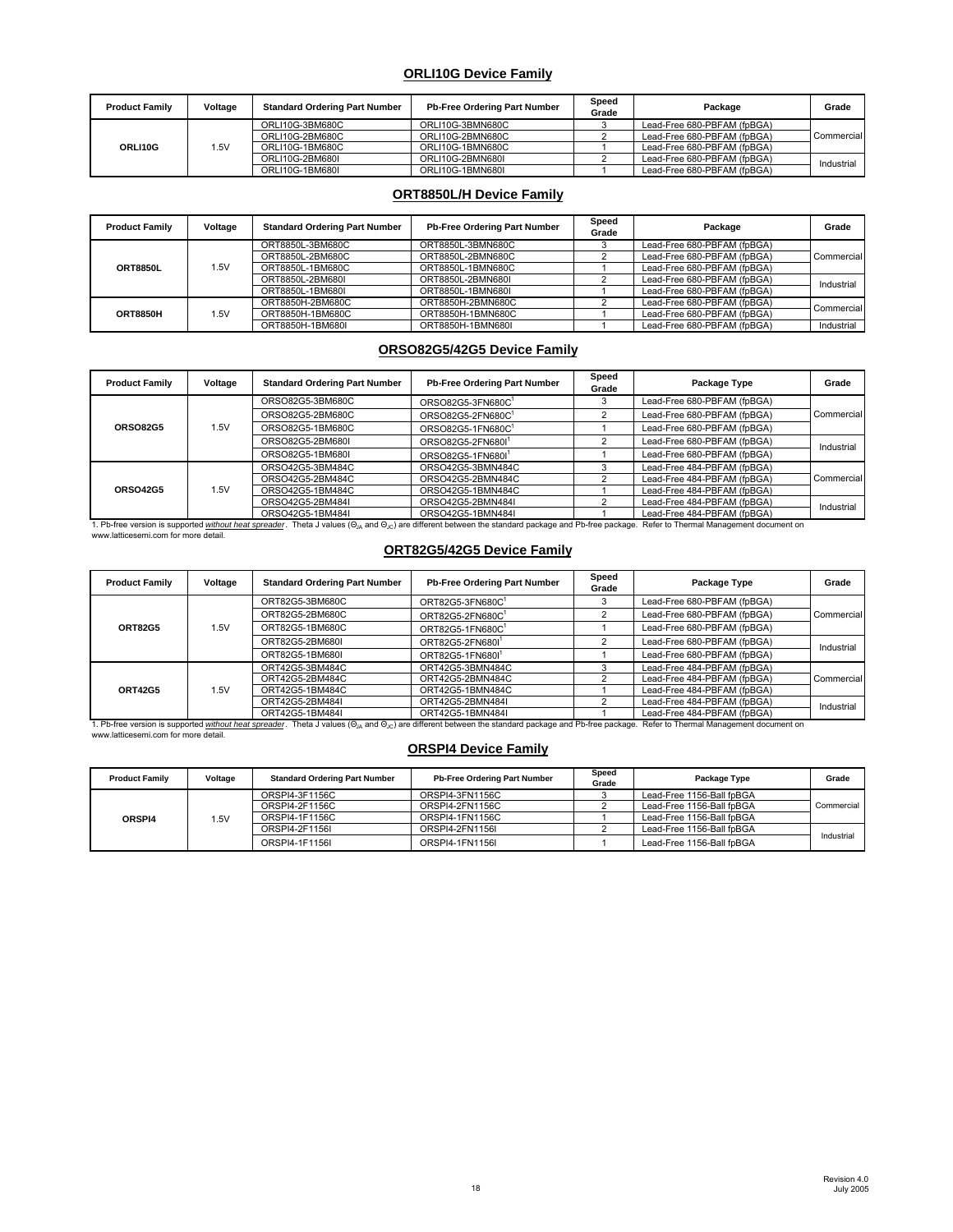## ORLI10G Device Family

| Product Family | Voltage | Standard Ordering Part Number | Pb-Free Ordering Part Number | Speed Grade | Package | Grade |
|---|---|---|---|---|---|---|
| ORLI10G | 1.5V | ORLI10G-3BM680C | ORLI10G-3BMN680C | 3 | Lead-Free 680-PBFAM (fpBGA) | Commercial |
| | | ORLI10G-2BM680C | ORLI10G-2BMN680C | 2 | Lead-Free 680-PBFAM (fpBGA) | |
| | | ORLI10G-1BM680C | ORLI10G-1BMN680C | 1 | Lead-Free 680-PBFAM (fpBGA) | |
| | | ORLI10G-2BM680I | ORLI10G-2BMN680I | 2 | Lead-Free 680-PBFAM (fpBGA) | Industrial |
| | | ORLI10G-1BM680I | ORLI10G-1BMN680I | 1 | Lead-Free 680-PBFAM (fpBGA) | |

## ORT8850L/H Device Family

| Product Family | Voltage | Standard Ordering Part Number | Pb-Free Ordering Part Number | Speed Grade | Package | Grade |
|---|---|---|---|---|---|---|
| ORT8850L | 1.5V | ORT8850L-3BM680C | ORT8850L-3BMN680C | 3 | Lead-Free 680-PBFAM (fpBGA) | Commercial |
| | | ORT8850L-2BM680C | ORT8850L-2BMN680C | 2 | Lead-Free 680-PBFAM (fpBGA) | |
| | | ORT8850L-1BM680C | ORT8850L-1BMN680C | 1 | Lead-Free 680-PBFAM (fpBGA) | |
| | | ORT8850L-2BM680I | ORT8850L-2BMN680I | 2 | Lead-Free 680-PBFAM (fpBGA) | Industrial |
| | | ORT8850L-1BM680I | ORT8850L-1BMN680I | 1 | Lead-Free 680-PBFAM (fpBGA) | |
| ORT8850H | 1.5V | ORT8850H-2BM680C | ORT8850H-2BMN680C | 2 | Lead-Free 680-PBFAM (fpBGA) | Commercial |
| | | ORT8850H-1BM680C | ORT8850H-1BMN680C | 1 | Lead-Free 680-PBFAM (fpBGA) | |
| | | ORT8850H-1BM680I | ORT8850H-1BMN680I | 1 | Lead-Free 680-PBFAM (fpBGA) | Industrial |

## ORSO82G5/42G5 Device Family

| Product Family | Voltage | Standard Ordering Part Number | Pb-Free Ordering Part Number | Speed Grade | Package Type | Grade |
|---|---|---|---|---|---|---|
| ORSO82G5 | 1.5V | ORSO82G5-3BM680C | ORSO82G5-3FN680C[1] | 3 | Lead-Free 680-PBFAM (fpBGA) | Commercial |
| | | ORSO82G5-2BM680C | ORSO82G5-2FN680C[1] | 2 | Lead-Free 680-PBFAM (fpBGA) | |
| | | ORSO82G5-1BM680C | ORSO82G5-1FN680C[1] | 1 | Lead-Free 680-PBFAM (fpBGA) | |
| | | ORSO82G5-2BM680I | ORSO82G5-2FN680I[1] | 2 | Lead-Free 680-PBFAM (fpBGA) | Industrial |
| | | ORSO82G5-1BM680I | ORSO82G5-1FN680I[1] | 1 | Lead-Free 680-PBFAM (fpBGA) | |
| ORSO42G5 | 1.5V | ORSO42G5-3BM484C | ORSO42G5-3BMN484C | 3 | Lead-Free 484-PBFAM (fpBGA) | Commercial |
| | | ORSO42G5-2BM484C | ORSO42G5-2BMN484C | 2 | Lead-Free 484-PBFAM (fpBGA) | |
| | | ORSO42G5-1BM484C | ORSO42G5-1BMN484C | 1 | Lead-Free 484-PBFAM (fpBGA) | |
| | | ORSO42G5-2BM484I | ORSO42G5-2BMN484I | 2 | Lead-Free 484-PBFAM (fpBGA) | Industrial |
| | | ORSO42G5-1BM484I | ORSO42G5-1BMN484I | 1 | Lead-Free 484-PBFAM (fpBGA) | |

1. Pb-free version is supported *without heat spreader*. Theta J values ($\Theta_{JA}$ and $\Theta_{JC}$) are different between the standard package and Pb-free package. Refer to Thermal Management document on www.latticesemi.com for more detail.

## ORT82G5/42G5 Device Family

| Product Family | Voltage | Standard Ordering Part Number | Pb-Free Ordering Part Number | Speed Grade | Package Type | Grade |
|---|---|---|---|---|---|---|
| ORT82G5 | 1.5V | ORT82G5-3BM680C | ORT82G5-3FN680C[1] | 3 | Lead-Free 680-PBFAM (fpBGA) | Commercial |
| | | ORT82G5-2BM680C | ORT82G5-2FN680C[1] | 2 | Lead-Free 680-PBFAM (fpBGA) | |
| | | ORT82G5-1BM680C | ORT82G5-1FN680C[1] | 1 | Lead-Free 680-PBFAM (fpBGA) | |
| | | ORT82G5-2BM680I | ORT82G5-2FN680I[1] | 2 | Lead-Free 680-PBFAM (fpBGA) | Industrial |
| | | ORT82G5-1BM680I | ORT82G5-1FN680I[1] | 1 | Lead-Free 680-PBFAM (fpBGA) | |
| ORT42G5 | 1.5V | ORT42G5-3BM484C | ORT42G5-3BMN484C | 3 | Lead-Free 484-PBFAM (fpBGA) | Commercial |
| | | ORT42G5-2BM484C | ORT42G5-2BMN484C | 2 | Lead-Free 484-PBFAM (fpBGA) | |
| | | ORT42G5-1BM484C | ORT42G5-1BMN484C | 1 | Lead-Free 484-PBFAM (fpBGA) | |
| | | ORT42G5-2BM484I | ORT42G5-2BMN484I | 2 | Lead-Free 484-PBFAM (fpBGA) | Industrial |
| | | ORT42G5-1BM484I | ORT42G5-1BMN484I | 1 | Lead-Free 484-PBFAM (fpBGA) | |

1. Pb-free version is supported *without heat spreader*. Theta J values ($\Theta_{JA}$ and $\Theta_{JC}$) are different between the standard package and Pb-free package. Refer to Thermal Management document on www.latticesemi.com for more detail.

## ORSPI4 Device Family

| Product Family | Voltage | Standard Ordering Part Number | Pb-Free Ordering Part Number | Speed Grade | Package Type | Grade |
|---|---|---|---|---|---|---|
| ORSPI4 | 1.5V | ORSPI4-3F1156C | ORSPI4-3FN1156C | 3 | Lead-Free 1156-Ball fpBGA | Commercial |
| | | ORSPI4-2F1156C | ORSPI4-2FN1156C | 2 | Lead-Free 1156-Ball fpBGA | |
| | | ORSPI4-1F1156C | ORSPI4-1FN1156C | 1 | Lead-Free 1156-Ball fpBGA | |
| | | ORSPI4-2F1156I | ORSPI4-2FN1156I | 2 | Lead-Free 1156-Ball fpBGA | Industrial |
| | | ORSPI4-1F1156I | ORSPI4-1FN1156I | 1 | Lead-Free 1156-Ball fpBGA | |

Revision 4.0
July 2005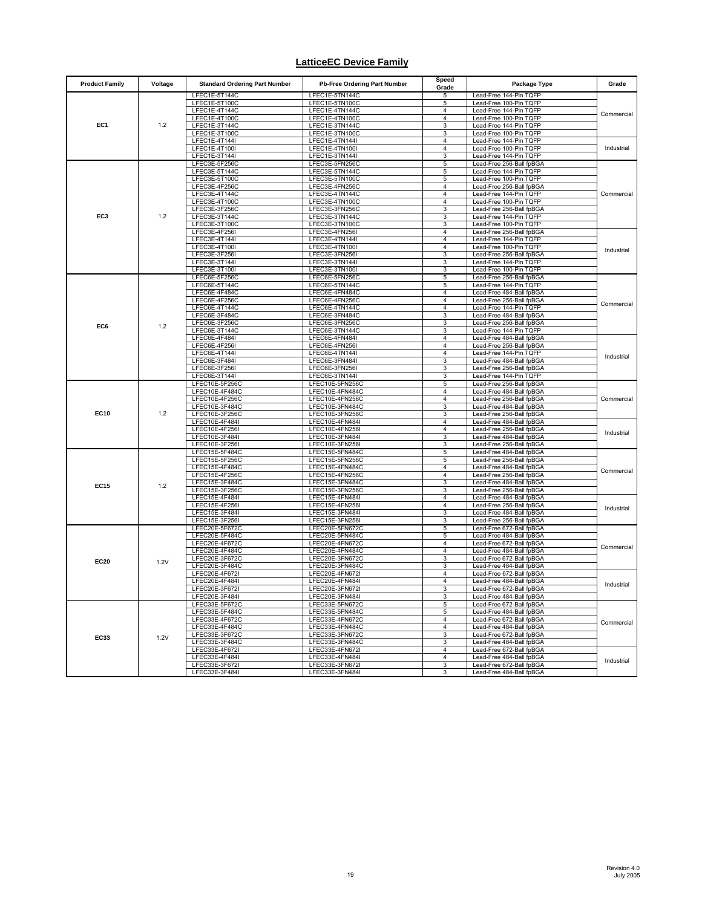## LatticeEC Device Family

| Product Family | Voltage | Standard Ordering Part Number | Pb-Free Ordering Part Number | Speed Grade | Package Type | Grade |
|---|---|---|---|---|---|---|
| EC1 | 1.2 | LFEC1E-5T144C | LFEC1E-5TN144C | 5 | Lead-Free 144-Pin TQFP | Commercial |
| | | LFEC1E-5T100C | LFEC1E-5TN100C | 5 | Lead-Free 100-Pin TQFP | |
| | | LFEC1E-4T144C | LFEC1E-4TN144C | 4 | Lead-Free 144-Pin TQFP | |
| | | LFEC1E-4T100C | LFEC1E-4TN100C | 4 | Lead-Free 100-Pin TQFP | |
| | | LFEC1E-3T144C | LFEC1E-3TN144C | 3 | Lead-Free 144-Pin TQFP | |
| | | LFEC1E-3T100C | LFEC1E-3TN100C | 3 | Lead-Free 100-Pin TQFP | |
| | | LFEC1E-4T144I | LFEC1E-4TN144I | 4 | Lead-Free 144-Pin TQFP | Industrial |
| | | LFEC1E-4T100I | LFEC1E-4TN100I | 4 | Lead-Free 100-Pin TQFP | |
| | | LFEC1E-3T144I | LFEC1E-3TN144I | 3 | Lead-Free 144-Pin TQFP | |
| EC3 | 1.2 | LFEC3E-5F256C | LFEC3E-5FN256C | 5 | Lead-Free 256-Ball fpBGA | Commercial |
| | | LFEC3E-5T144C | LFEC3E-5TN144C | 5 | Lead-Free 144-Pin TQFP | |
| | | LFEC3E-5T100C | LFEC3E-5TN100C | 5 | Lead-Free 100-Pin TQFP | |
| | | LFEC3E-4F256C | LFEC3E-4FN256C | 4 | Lead-Free 256-Ball fpBGA | |
| | | LFEC3E-4T144C | LFEC3E-4TN144C | 4 | Lead-Free 144-Pin TQFP | |
| | | LFEC3E-4T100C | LFEC3E-4TN100C | 4 | Lead-Free 100-Pin TQFP | |
| | | LFEC3E-3F256C | LFEC3E-3FN256C | 3 | Lead-Free 256-Ball fpBGA | |
| | | LFEC3E-3T144C | LFEC3E-3TN144C | 3 | Lead-Free 144-Pin TQFP | |
| | | LFEC3E-3T100C | LFEC3E-3TN100C | 3 | Lead-Free 100-Pin TQFP | |
| | | LFEC3E-4F256I | LFEC3E-4FN256I | 4 | Lead-Free 256-Ball fpBGA | Industrial |
| | | LFEC3E-4T144I | LFEC3E-4TN144I | 4 | Lead-Free 144-Pin TQFP | |
| | | LFEC3E-4T100I | LFEC3E-4TN100I | 4 | Lead-Free 100-Pin TQFP | |
| | | LFEC3E-3F256I | LFEC3E-3FN256I | 3 | Lead-Free 256-Ball fpBGA | |
| | | LFEC3E-3T144I | LFEC3E-3TN144I | 3 | Lead-Free 144-Pin TQFP | |
| | | LFEC3E-3T100I | LFEC3E-3TN100I | 3 | Lead-Free 100-Pin TQFP | |
| EC6 | 1.2 | LFEC6E-5F256C | LFEC6E-5FN256C | 5 | Lead-Free 256-Ball fpBGA | Commercial |
| | | LFEC6E-5T144C | LFEC6E-5TN144C | 5 | Lead-Free 144-Pin TQFP | |
| | | LFEC6E-4F484C | LFEC6E-4FN484C | 4 | Lead-Free 484-Ball fpBGA | |
| | | LFEC6E-4F256C | LFEC6E-4FN256C | 4 | Lead-Free 256-Ball fpBGA | |
| | | LFEC6E-4T144C | LFEC6E-4TN144C | 4 | Lead-Free 144-Pin TQFP | |
| | | LFEC6E-3F484C | LFEC6E-3FN484C | 3 | Lead-Free 484-Ball fpBGA | |
| | | LFEC6E-3F256C | LFEC6E-3FN256C | 3 | Lead-Free 256-Ball fpBGA | |
| | | LFEC6E-3T144C | LFEC6E-3TN144C | 3 | Lead-Free 144-Pin TQFP | |
| | | LFEC6E-4F484I | LFEC6E-4FN484I | 4 | Lead-Free 484-Ball fpBGA | Industrial |
| | | LFEC6E-4F256I | LFEC6E-4FN256I | 4 | Lead-Free 256-Ball fpBGA | |
| | | LFEC6E-4T144I | LFEC6E-4TN144I | 4 | Lead-Free 144-Pin TQFP | |
| | | LFEC6E-3F484I | LFEC6E-3FN484I | 3 | Lead-Free 484-Ball fpBGA | |
| | | LFEC6E-3F256I | LFEC6E-3FN256I | 3 | Lead-Free 256-Ball fpBGA | |
| | | LFEC6E-3T144I | LFEC6E-3TN144I | 3 | Lead-Free 144-Pin TQFP | |
| EC10 | 1.2 | LFEC10E-5F256C | LFEC10E-5FN256C | 5 | Lead-Free 256-Ball fpBGA | Commercial |
| | | LFEC10E-4F484C | LFEC10E-4FN484C | 4 | Lead-Free 484-Ball fpBGA | |
| | | LFEC10E-4F256C | LFEC10E-4FN256C | 4 | Lead-Free 256-Ball fpBGA | |
| | | LFEC10E-3F484C | LFEC10E-3FN484C | 3 | Lead-Free 484-Ball fpBGA | |
| | | LFEC10E-3F256C | LFEC10E-3FN256C | 3 | Lead-Free 256-Ball fpBGA | |
| | | LFEC10E-4F484I | LFEC10E-4FN484I | 4 | Lead-Free 484-Ball fpBGA | Industrial |
| | | LFEC10E-4F256I | LFEC10E-4FN256I | 4 | Lead-Free 256-Ball fpBGA | |
| | | LFEC10E-3F484I | LFEC10E-3FN484I | 3 | Lead-Free 484-Ball fpBGA | |
| | | LFEC10E-3F256I | LFEC10E-3FN256I | 3 | Lead-Free 256-Ball fpBGA | |
| EC15 | 1.2 | LFEC15E-5F484C | LFEC15E-5FN484C | 5 | Lead-Free 484-Ball fpBGA | Commercial |
| | | LFEC15E-5F256C | LFEC15E-5FN256C | 5 | Lead-Free 256-Ball fpBGA | |
| | | LFEC15E-4F484C | LFEC15E-4FN484C | 4 | Lead-Free 484-Ball fpBGA | |
| | | LFEC15E-4F256C | LFEC15E-4FN256C | 4 | Lead-Free 256-Ball fpBGA | |
| | | LFEC15E-3F484C | LFEC15E-3FN484C | 3 | Lead-Free 484-Ball fpBGA | |
| | | LFEC15E-3F256C | LFEC15E-3FN256C | 3 | Lead-Free 256-Ball fpBGA | |
| | | LFEC15E-4F484I | LFEC15E-4FN484I | 4 | Lead-Free 484-Ball fpBGA | Industrial |
| | | LFEC15E-4F256I | LFEC15E-4FN256I | 4 | Lead-Free 256-Ball fpBGA | |
| | | LFEC15E-3F484I | LFEC15E-3FN484I | 3 | Lead-Free 484-Ball fpBGA | |
| | | LFEC15E-3F256I | LFEC15E-3FN256I | 3 | Lead-Free 256-Ball fpBGA | |
| EC20 | 1.2V | LFEC20E-5F672C | LFEC20E-5FN672C | 5 | Lead-Free 672-Ball fpBGA | Commercial |
| | | LFEC20E-5F484C | LFEC20E-5FN484C | 5 | Lead-Free 484-Ball fpBGA | |
| | | LFEC20E-4F672C | LFEC20E-4FN672C | 4 | Lead-Free 672-Ball fpBGA | |
| | | LFEC20E-4F484C | LFEC20E-4FN484C | 4 | Lead-Free 484-Ball fpBGA | |
| | | LFEC20E-3F672C | LFEC20E-3FN672C | 3 | Lead-Free 672-Ball fpBGA | |
| | | LFEC20E-3F484C | LFEC20E-3FN484C | 3 | Lead-Free 484-Ball fpBGA | |
| | | LFEC20E-4F672I | LFEC20E-4FN672I | 4 | Lead-Free 672-Ball fpBGA | Industrial |
| | | LFEC20E-4F484I | LFEC20E-4FN484I | 4 | Lead-Free 484-Ball fpBGA | |
| | | LFEC20E-3F672I | LFEC20E-3FN672I | 3 | Lead-Free 672-Ball fpBGA | |
| | | LFEC20E-3F484I | LFEC20E-3FN484I | 3 | Lead-Free 484-Ball fpBGA | |
| EC33 | 1.2V | LFEC33E-5F672C | LFEC33E-5FN672C | 5 | Lead-Free 672-Ball fpBGA | Commercial |
| | | LFEC33E-5F484C | LFEC33E-5FN484C | 5 | Lead-Free 484-Ball fpBGA | |
| | | LFEC33E-4F672C | LFEC33E-4FN672C | 4 | Lead-Free 672-Ball fpBGA | |
| | | LFEC33E-4F484C | LFEC33E-4FN484C | 4 | Lead-Free 484-Ball fpBGA | |
| | | LFEC33E-3F672C | LFEC33E-3FN672C | 3 | Lead-Free 672-Ball fpBGA | |
| | | LFEC33E-3F484C | LFEC33E-3FN484C | 3 | Lead-Free 484-Ball fpBGA | |
| | | LFEC33E-4F672I | LFEC33E-4FN672I | 4 | Lead-Free 672-Ball fpBGA | Industrial |
| | | LFEC33E-4F484I | LFEC33E-4FN484I | 4 | Lead-Free 484-Ball fpBGA | |
| | | LFEC33E-3F672I | LFEC33E-3FN672I | 3 | Lead-Free 672-Ball fpBGA | |
| | | LFEC33E-3F484I | LFEC33E-3FN484I | 3 | Lead-Free 484-Ball fpBGA | |

Revision 4.0
July 2005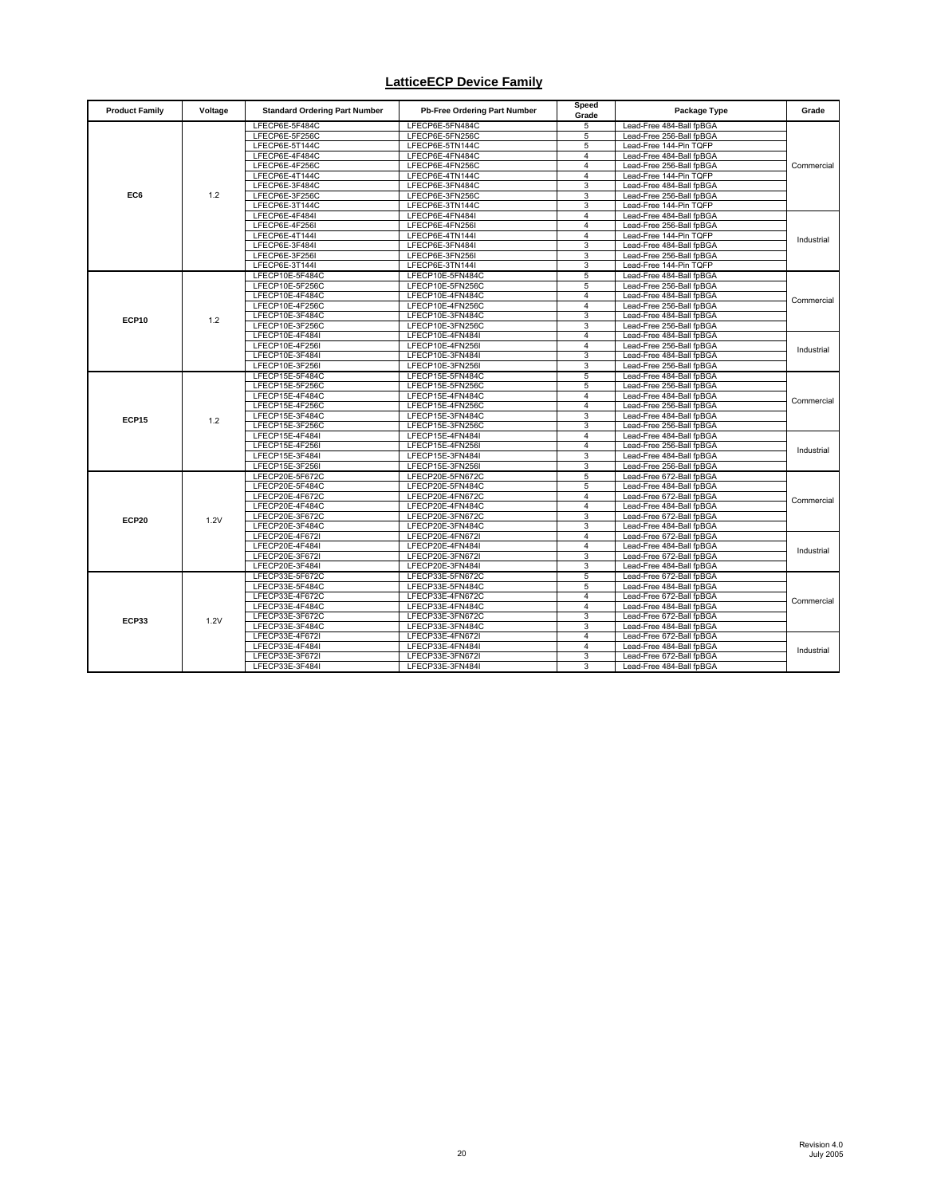## LatticeECP Device Family

| Product Family | Voltage | Standard Ordering Part Number | Pb-Free Ordering Part Number | Speed Grade | Package Type | Grade |
|---|---|---|---|---|---|---|
| EC6 | 1.2 | LFECP6E-5F484C | LFECP6E-5FN484C | 5 | Lead-Free 484-Ball fpBGA | Commercial |
| | | LFECP6E-5F256C | LFECP6E-5FN256C | 5 | Lead-Free 256-Ball fpBGA | |
| | | LFECP6E-5T144C | LFECP6E-5TN144C | 5 | Lead-Free 144-Pin TQFP | |
| | | LFECP6E-4F484C | LFECP6E-4FN484C | 4 | Lead-Free 484-Ball fpBGA | |
| | | LFECP6E-4F256C | LFECP6E-4FN256C | 4 | Lead-Free 256-Ball fpBGA | |
| | | LFECP6E-4T144C | LFECP6E-4TN144C | 4 | Lead-Free 144-Pin TQFP | |
| | | LFECP6E-3F484C | LFECP6E-3FN484C | 3 | Lead-Free 484-Ball fpBGA | |
| | | LFECP6E-3F256C | LFECP6E-3FN256C | 3 | Lead-Free 256-Ball fpBGA | |
| | | LFECP6E-3T144C | LFECP6E-3TN144C | 3 | Lead-Free 144-Pin TQFP | |
| | | LFECP6E-4F484I | LFECP6E-4FN484I | 4 | Lead-Free 484-Ball fpBGA | Industrial |
| | | LFECP6E-4F256I | LFECP6E-4FN256I | 4 | Lead-Free 256-Ball fpBGA | |
| | | LFECP6E-4T144I | LFECP6E-4TN144I | 4 | Lead-Free 144-Pin TQFP | |
| | | LFECP6E-3F484I | LFECP6E-3FN484I | 3 | Lead-Free 484-Ball fpBGA | |
| | | LFECP6E-3F256I | LFECP6E-3FN256I | 3 | Lead-Free 256-Ball fpBGA | |
| | | LFECP6E-3T144I | LFECP6E-3TN144I | 3 | Lead-Free 144-Pin TQFP | |
| ECP10 | 1.2 | LFECP10E-5F484C | LFECP10E-5FN484C | 5 | Lead-Free 484-Ball fpBGA | Commercial |
| | | LFECP10E-5F256C | LFECP10E-5FN256C | 5 | Lead-Free 256-Ball fpBGA | |
| | | LFECP10E-4F484C | LFECP10E-4FN484C | 4 | Lead-Free 484-Ball fpBGA | |
| | | LFECP10E-4F256C | LFECP10E-4FN256C | 4 | Lead-Free 256-Ball fpBGA | |
| | | LFECP10E-3F484C | LFECP10E-3FN484C | 3 | Lead-Free 484-Ball fpBGA | |
| | | LFECP10E-3F256C | LFECP10E-3FN256C | 3 | Lead-Free 256-Ball fpBGA | |
| | | LFECP10E-4F484I | LFECP10E-4FN484I | 4 | Lead-Free 484-Ball fpBGA | Industrial |
| | | LFECP10E-4F256I | LFECP10E-4FN256I | 4 | Lead-Free 256-Ball fpBGA | |
| | | LFECP10E-3F484I | LFECP10E-3FN484I | 3 | Lead-Free 484-Ball fpBGA | |
| | | LFECP10E-3F256I | LFECP10E-3FN256I | 3 | Lead-Free 256-Ball fpBGA | |
| ECP15 | 1.2 | LFECP15E-5F484C | LFECP15E-5FN484C | 5 | Lead-Free 484-Ball fpBGA | Commercial |
| | | LFECP15E-5F256C | LFECP15E-5FN256C | 5 | Lead-Free 256-Ball fpBGA | |
| | | LFECP15E-4F484C | LFECP15E-4FN484C | 4 | Lead-Free 484-Ball fpBGA | |
| | | LFECP15E-4F256C | LFECP15E-4FN256C | 4 | Lead-Free 256-Ball fpBGA | |
| | | LFECP15E-3F484C | LFECP15E-3FN484C | 3 | Lead-Free 484-Ball fpBGA | |
| | | LFECP15E-3F256C | LFECP15E-3FN256C | 3 | Lead-Free 256-Ball fpBGA | |
| | | LFECP15E-4F484I | LFECP15E-4FN484I | 4 | Lead-Free 484-Ball fpBGA | Industrial |
| | | LFECP15E-4F256I | LFECP15E-4FN256I | 4 | Lead-Free 256-Ball fpBGA | |
| | | LFECP15E-3F484I | LFECP15E-3FN484I | 3 | Lead-Free 484-Ball fpBGA | |
| | | LFECP15E-3F256I | LFECP15E-3FN256I | 3 | Lead-Free 256-Ball fpBGA | |
| ECP20 | 1.2V | LFECP20E-5F672C | LFECP20E-5FN672C | 5 | Lead-Free 672-Ball fpBGA | Commercial |
| | | LFECP20E-5F484C | LFECP20E-5FN484C | 5 | Lead-Free 484-Ball fpBGA | |
| | | LFECP20E-4F672C | LFECP20E-4FN672C | 4 | Lead-Free 672-Ball fpBGA | |
| | | LFECP20E-4F484C | LFECP20E-4FN484C | 4 | Lead-Free 484-Ball fpBGA | |
| | | LFECP20E-3F672C | LFECP20E-3FN672C | 3 | Lead-Free 672-Ball fpBGA | |
| | | LFECP20E-3F484C | LFECP20E-3FN484C | 3 | Lead-Free 484-Ball fpBGA | |
| | | LFECP20E-4F672I | LFECP20E-4FN672I | 4 | Lead-Free 672-Ball fpBGA | Industrial |
| | | LFECP20E-4F484I | LFECP20E-4FN484I | 4 | Lead-Free 484-Ball fpBGA | |
| | | LFECP20E-3F672I | LFECP20E-3FN672I | 3 | Lead-Free 672-Ball fpBGA | |
| | | LFECP20E-3F484I | LFECP20E-3FN484I | 3 | Lead-Free 484-Ball fpBGA | |
| ECP33 | 1.2V | LFECP33E-5F672C | LFECP33E-5FN672C | 5 | Lead-Free 672-Ball fpBGA | Commercial |
| | | LFECP33E-5F484C | LFECP33E-5FN484C | 5 | Lead-Free 484-Ball fpBGA | |
| | | LFECP33E-4F672C | LFECP33E-4FN672C | 4 | Lead-Free 672-Ball fpBGA | |
| | | LFECP33E-4F484C | LFECP33E-4FN484C | 4 | Lead-Free 484-Ball fpBGA | |
| | | LFECP33E-3F672C | LFECP33E-3FN672C | 3 | Lead-Free 672-Ball fpBGA | |
| | | LFECP33E-3F484C | LFECP33E-3FN484C | 3 | Lead-Free 484-Ball fpBGA | |
| | | LFECP33E-4F672I | LFECP33E-4FN672I | 4 | Lead-Free 672-Ball fpBGA | Industrial |
| | | LFECP33E-4F484I | LFECP33E-4FN484I | 4 | Lead-Free 484-Ball fpBGA | |
| | | LFECP33E-3F672I | LFECP33E-3FN672I | 3 | Lead-Free 672-Ball fpBGA | |
| | | LFECP33E-3F484I | LFECP33E-3FN484I | 3 | Lead-Free 484-Ball fpBGA | |

Revision 4.0
July 2005